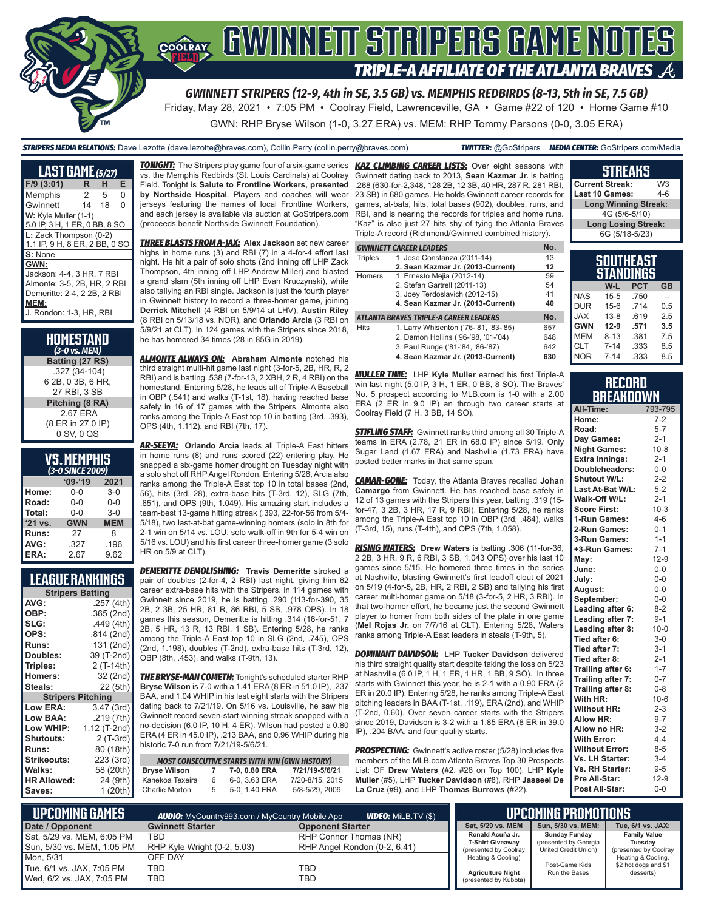# GWINNETT STRIPERS GAME NOTES

## TRIPLE-A AFFILIATE OF THE ATLANTA BRAVES

### GWINNETT STRIPERS (12-9, 4th in SE, 3.5 GB) vs. MEMPHIS REDBIRDS (8-13, 5th in SE, 7.5 GB)

Friday, May 28, 2021 • 7:05 PM • Coolray Field, Lawrenceville, GA • Game #22 of 120 • Home Game #10

GWN: RHP Bryse Wilson (1-0, 3.27 ERA) vs. MEM: RHP Tommy Parsons (0-0, 3.05 ERA)

**STRIPERS MEDIA RELATIONS:** Dave Lezotte (dave.lezotte@braves.com), Collin Perry (collin.perry@braves.com) **TWITTER:** @GoStripers **MEDIA CENTER:** GoStripers.com/Media

## LAST GAME (5/27)

| F/9 (3:01) | R | H | E |
|---|---|---|---|
| Memphis | 2 | 5 | 0 |
| Gwinnett | 14 | 18 | 0 |

**W:** Kyle Muller (1-1)
5.0 IP, 3 H, 1 ER, 0 BB, 8 SO

**L:** Zack Thompson (0-2)
1.1 IP, 9 H, 8 ER, 2 BB, 0 SO

**S:** None

**GWN:**
Jackson: 4-4, 3 HR, 7 RBI
Almonte: 3-5, 2B, HR, 2 RBI
Demeritte: 2-4, 2 2B, 2 RBI

**MEM:**
J. Rondon: 1-3, HR, RBI

## HOMESTAND
*(3-0 vs. MEM)*

**Batting (27 RS)**
.327 (34-104)
6 2B, 0 3B, 6 HR,
27 RBI, 3 SB

**Pitching (8 RA)**
2.67 ERA
(8 ER in 27.0 IP)
0 SV, 0 QS

## VS. MEMPHIS
*(3-0 SINCE 2009)*

| | '09-'19 | 2021 |
|---|---|---|
| Home: | 0-0 | 3-0 |
| Road: | 0-0 | 0-0 |
| Total: | 0-0 | 3-0 |
| '21 vs. | GWN | MEM |
| Runs: | 27 | 8 |
| AVG: | .327 | .196 |
| ERA: | 2.67 | 9.62 |

## LEAGUE RANKINGS

| Stripers Batting | |
|---|---|
| AVG: | .257 (4th) |
| OBP: | .365 (2nd) |
| SLG: | .449 (4th) |
| OPS: | .814 (2nd) |
| Runs: | 131 (2nd) |
| Doubles: | 39 (T-2nd) |
| Triples: | 2 (T-14th) |
| Homers: | 32 (2nd) |
| Steals: | 22 (5th) |
| **Stripers Pitching** | |
| Low ERA: | 3.47 (3rd) |
| Low BAA: | .219 (7th) |
| Low WHIP: | 1.12 (T-2nd) |
| Shutouts: | 2 (T-3rd) |
| Runs: | 80 (18th) |
| Strikeouts: | 223 (3rd) |
| Walks: | 58 (20th) |
| HR Allowed: | 24 (9th) |
| Saves: | 1 (20th) |

**TONIGHT:** The Stripers play game four of a six-game series vs. the Memphis Redbirds (St. Louis Cardinals) at Coolray Field. Tonight is **Salute to Frontline Workers, presented by Northside Hospital**. Players and coaches will wear jerseys featuring the names of local Frontline Workers, and each jersey is available via auction at GoStripers.com (proceeds benefit Northside Gwinnett Foundation).

**THREE BLASTS FROM A-JAX:** **Alex Jackson** set new career highs in home runs (3) and RBI (7) in a 4-for-4 effort last night. He hit a pair of solo shots (2nd inning off LHP Zack Thompson, 4th inning off LHP Andrew Miller) and blasted a grand slam (5th inning off LHP Evan Kruczynski), while also tallying an RBI single. Jackson is just the fourth player in Gwinnett history to record a three-homer game, joining **Derrick Mitchell** (4 RBI on 5/9/14 at LHV), **Austin Riley** (8 RBI on 5/13/18 vs. NOR), and **Orlando Arcia** (3 RBI on 5/9/21 at CLT). In 124 games with the Stripers since 2018, he has homered 34 times (28 in 85G in 2019).

**ALMONTE ALWAYS ON:** **Abraham Almonte** notched his third straight multi-hit game last night (3-for-5, 2B, HR, R, 2 RBI) and is batting .538 (7-for-13, 2 XBH, 2 R, 4 RBI) on the homestand. Entering 5/28, he leads all of Triple-A Baseball in OBP (.541) and walks (T-1st, 18), having reached base safely in 16 of 17 games with the Stripers. Almonte also ranks among the Triple-A East top 10 in batting (3rd, .393), OPS (4th, 1.112), and RBI (7th, 17).

**AR-SEEYA:** **Orlando Arcia** leads all Triple-A East hitters in home runs (8) and runs scored (22) entering play. He snapped a six-game homer drought on Tuesday night with a solo shot off RHP Angel Rondon. Entering 5/28, Arcia also ranks among the Triple-A East top 10 in total bases (2nd, 56), hits (3rd, 28), extra-base hits (T-3rd, 12), SLG (7th, .651), and OPS (9th, 1.049). His amazing start includes a team-best 13-game hitting streak (.393, 22-for-56 from 5/4-5/18), two last-at-bat game-winning homers (solo in 8th for 2-1 win on 5/14 vs. LOU, solo walk-off in 9th for 5-4 win on 5/16 vs. LOU) and his first career three-homer game (3 solo HR on 5/9 at CLT).

**DEMERITTE DEMOLISHING:** **Travis Demeritte** stroked a pair of doubles (2-for-4, 2 RBI) last night, giving him 62 career extra-base hits with the Stripers. In 114 games with Gwinnett since 2019, he is batting .290 (113-for-390, 35 2B, 2 3B, 25 HR, 81 R, 86 RBI, 5 SB, .978 OPS). In 18 games this season, Demeritte is hitting .314 (16-for-51, 7 2B, 5 HR, 13 R, 13 RBI, 1 SB). Entering 5/28, he ranks among the Triple-A East top 10 in SLG (2nd, .745), OPS (2nd, 1.198), doubles (T-2nd), extra-base hits (T-3rd, 12), OBP (8th, .453), and walks (T-9th, 13).

**THE BRYSE-MAN COMETH:** Tonight's scheduled starter RHP **Bryse Wilson** is 7-0 with a 1.41 ERA (8 ER in 51.0 IP), .237 BAA, and 1.04 WHIP in his last eight starts with the Stripers dating back to 7/21/19. On 5/16 vs. Louisville, he saw his Gwinnett record seven-start winning streak snapped with a no-decision (6.0 IP, 10 H, 4 ER). Wilson had posted a 0.80 ERA (4 ER in 45.0 IP), .213 BAA, and 0.96 WHIP during his historic 7-0 run from 7/21/19-5/6/21.

| MOST CONSECUTIVE STARTS WITH WIN (GWN HISTORY) | | | |
|---|---|---|---|
| **Bryse Wilson** | 7 | 7-0, 0.80 ERA | 7/21/19-5/6/21 |
| Kanekoa Texeira | 6 | 6-0, 3.63 ERA | 7/20-8/15, 2015 |
| Charlie Morton | 5 | 5-0, 1.40 ERA | 5/8-5/29, 2009 |

**KAZ CLIMBING CAREER LISTS:** Over eight seasons with Gwinnett dating back to 2013, **Sean Kazmar Jr.** is batting .268 (630-for-2,348, 128 2B, 12 3B, 40 HR, 287 R, 281 RBI, 23 SB) in 680 games. He holds Gwinnett career records for games, at-bats, hits, total bases (902), doubles, runs, and RBI, and is nearing the records for triples and home runs. "Kaz" is also just 27 hits shy of tying the Atlanta Braves Triple-A record (Richmond/Gwinnett combined history).

| GWINNETT CAREER LEADERS | | No. |
|---|---|---|
| Triples | 1. Jose Constanza (2011-14) | 13 |
| | **2. Sean Kazmar Jr. (2013-Current)** | **12** |
| Homers | 1. Ernesto Mejia (2012-14) | 59 |
| | 2. Stefan Gartrell (2011-13) | 54 |
| | 3. Joey Terdoslavich (2012-15) | 41 |
| | **4. Sean Kazmar Jr. (2013-Current)** | **40** |
| **ATLANTA BRAVES TRIPLE-A CAREER LEADERS** | | **No.** |
| Hits | 1. Larry Whisenton ('76-'81, '83-'85) | 657 |
| | 2. Damon Hollins ('96-'98, '01-'04) | 648 |
| | 3. Paul Runge ('81-'84, '86-'87) | 642 |
| | **4. Sean Kazmar Jr. (2013-Current)** | **630** |

**MULLER TIME:** LHP **Kyle Muller** earned his first Triple-A win last night (5.0 IP, 3 H, 1 ER, 0 BB, 8 SO). The Braves' No. 5 prospect according to MLB.com is 1-0 with a 2.00 ERA (2 ER in 9.0 IP) an through two career starts at Coolray Field (7 H, 3 BB, 14 SO).

**STIFLING STAFF:** Gwinnett ranks third among all 30 Triple-A teams in ERA (2.78, 21 ER in 68.0 IP) since 5/19. Only Sugar Land (1.67 ERA) and Nashville (1.73 ERA) have posted better marks in that same span.

**CAMAR-GONE:** Today, the Atlanta Braves recalled **Johan Camargo** from Gwinnett. He has reached base safely in 12 of 13 games with the Stripers this year, batting .319 (15-for-47, 3 2B, 3 HR, 17 R, 9 RBI). Entering 5/28, he ranks among the Triple-A East top 10 in OBP (3rd, .484), walks (T-3rd, 15), runs (T-4th), and OPS (7th, 1.058).

**RISING WATERS:** **Drew Waters** is batting .306 (11-for-36, 2 2B, 3 HR, 9 R, 6 RBI, 3 SB, 1.043 OPS) over his last 10 games since 5/15. He homered three times in the series at Nashville, blasting Gwinnett's first leadoff clout of 2021 on 5/19 (4-for-5, 2B, HR, 2 RBI, 2 SB) and tallying his first career multi-homer game on 5/18 (3-for-5, 2 HR, 3 RBI). In that two-homer effort, he became just the second Gwinnett player to homer from both sides of the plate in one game (**Mel Rojas Jr.** on 7/7/16 at CLT). Entering 5/28, Waters ranks among Triple-A East leaders in steals (T-9th, 5).

**DOMINANT DAVIDSON:** LHP **Tucker Davidson** delivered his third straight quality start despite taking the loss on 5/23 at Nashville (6.0 IP, 1 H, 1 ER, 1 HR, 1 BB, 9 SO). In three starts with Gwinnett this year, he is 2-1 with a 0.90 ERA (2 ER in 20.0 IP). Entering 5/28, he ranks among Triple-A East pitching leaders in BAA (T-1st, .119), ERA (2nd), and WHIP (T-2nd, 0.60). Over seven career starts with the Stripers since 2019, Davidson is 3-2 with a 1.85 ERA (8 ER in 39.0 IP), .204 BAA, and four quality starts.

**PROSPECTING:** Gwinnett's active roster (5/28) includes five members of the MLB.com Atlanta Braves Top 30 Prospects List: OF **Drew Waters** (#2, #28 on Top 100), LHP **Kyle Muller** (#5), LHP **Tucker Davidson** (#8), RHP **Jasseel De La Cruz** (#9), and LHP **Thomas Burrows** (#22).

## STREAKS

| | |
|---|---|
| Current Streak: | W3 |
| Last 10 Games: | 4-6 |
| **Long Winning Streak:** | |
| 4G (5/6-5/10) | |
| **Long Losing Streak:** | |
| 6G (5/18-5/23) | |

## SOUTHEAST STANDINGS

| | W-L | PCT | GB |
|---|---|---|---|
| NAS | 15-5 | .750 | -- |
| DUR | 15-6 | .714 | 0.5 |
| JAX | 13-8 | .619 | 2.5 |
| **GWN** | **12-9** | **.571** | **3.5** |
| MEM | 8-13 | .381 | 7.5 |
| CLT | 7-14 | .333 | 8.5 |
| NOR | 7-14 | .333 | 8.5 |

## RECORD BREAKDOWN

| | |
|---|---|
| All-Time: | 793-795 |
| Home: | 7-2 |
| Road: | 5-7 |
| Day Games: | 2-1 |
| Night Games: | 10-8 |
| Extra Innings: | 2-1 |
| Doubleheaders: | 0-0 |
| Shutout W/L: | 2-2 |
| Last At-Bat W/L: | 5-2 |
| Walk-Off W/L: | 2-1 |
| Score First: | 10-3 |
| 1-Run Games: | 4-6 |
| 2-Run Games: | 0-1 |
| 3-Run Games: | 1-1 |
| +3-Run Games: | 7-1 |
| May: | 12-9 |
| June: | 0-0 |
| July: | 0-0 |
| August: | 0-0 |
| September: | 0-0 |
| Leading after 6: | 8-2 |
| Leading after 7: | 9-1 |
| Leading after 8: | 10-0 |
| Tied after 6: | 3-0 |
| Tied after 7: | 3-1 |
| Tied after 8: | 2-1 |
| Trailing after 6: | 1-7 |
| Trailing after 7: | 0-7 |
| Trailing after 8: | 0-8 |
| With HR: | 10-6 |
| Without HR: | 2-3 |
| Allow HR: | 9-7 |
| Allow no HR: | 3-2 |
| With Error: | 4-4 |
| Without Error: | 8-5 |
| Vs. LH Starter: | 3-4 |
| Vs. RH Starter: | 9-5 |
| Pre All-Star: | 12-9 |
| Post All-Star: | 0-0 |

## UPCOMING GAMES

**AUDIO:** MyCountry993.com / MyCountry Mobile App **VIDEO:** MiLB.TV ($)

| Date / Opponent | Gwinnett Starter | Opponent Starter |
|---|---|---|
| Sat, 5/29 vs. MEM, 6:05 PM | TBD | RHP Connor Thomas (NR) |
| Sun, 5/30 vs. MEM, 1:05 PM | RHP Kyle Wright (0-2, 5.03) | RHP Angel Rondon (0-2, 6.41) |
| Mon, 5/31 | OFF DAY | |
| Tue, 6/1 vs. JAX, 7:05 PM | TBD | TBD |
| Wed, 6/2 vs. JAX, 7:05 PM | TBD | TBD |

## UPCOMING PROMOTIONS

| Sat, 5/29 vs. MEM | Sun, 5/30 vs. MEM: | Tue, 6/1 vs. JAX: |
|---|---|---|
| **Ronald Acuña Jr. T-Shirt Giveaway** (presented by Coolray Heating & Cooling) **Agriculture Night** (presented by Kubota) | **Sunday Funday** (presented by Georgia United Credit Union) Post-Game Kids Run the Bases | **Family Value Tuesday** (presented by Coolray Heating & Cooling, $2 hot dogs and $1 desserts) |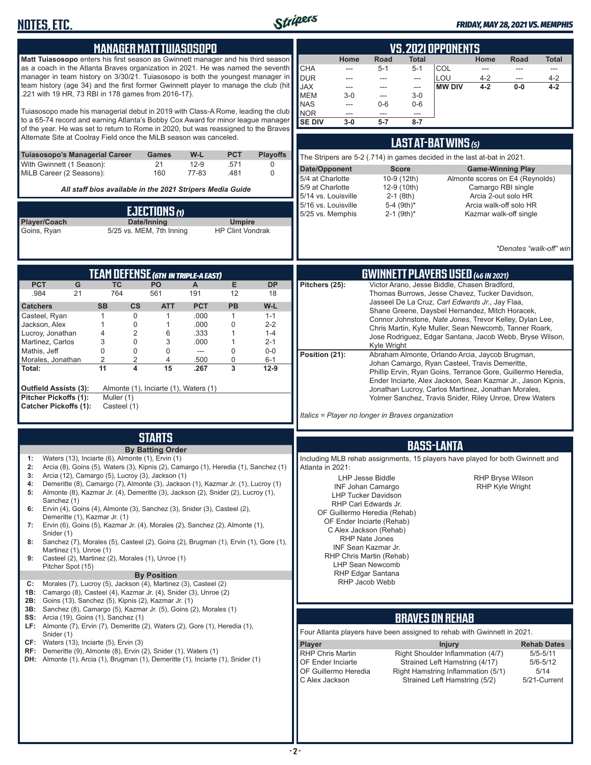# NOTES, ETC.

*FRIDAY, MAY 28, 2021 VS. MEMPHIS*

## MANAGER MATT TUIASOSOPO

**Matt Tuiasosopo** enters his first season as Gwinnett manager and his third season as a coach in the Atlanta Braves organization in 2021. He was named the seventh manager in team history on 3/30/21. Tuiasosopo is both the youngest manager in team history (age 34) and the first former Gwinnett player to manage the club (hit .221 with 19 HR, 73 RBI in 178 games from 2016-17).

Tuiasosopo made his managerial debut in 2019 with Class-A Rome, leading the club to a 65-74 record and earning Atlanta's Bobby Cox Award for minor league manager of the year. He was set to return to Rome in 2020, but was reassigned to the Braves Alternate Site at Coolray Field once the MiLB season was canceled.

| Tuiasosopo's Managerial Career | Games | W-L | PCT | Playoffs |
|---|---|---|---|---|
| With Gwinnett (1 Season): | 21 | 12-9 | .571 | 0 |
| MiLB Career (2 Seasons): | 160 | 77-83 | .481 | 0 |

*All staff bios available in the 2021 Stripers Media Guide*

## EJECTIONS (1)

| Player/Coach | Date/Inning | Umpire |
|---|---|---|
| Goins, Ryan | 5/25 vs. MEM, 7th Inning | HP Clint Vondrak |

## VS. 2021 OPPONENTS

| | Home | Road | Total | | Home | Road | Total |
|---|---|---|---|---|---|---|---|
| CHA | --- | 5-1 | 5-1 | COL | --- | --- | --- |
| DUR | --- | --- | --- | LOU | 4-2 | --- | 4-2 |
| JAX | --- | --- | --- | **MW DIV** | **4-2** | **0-0** | **4-2** |
| MEM | 3-0 | --- | 3-0 | | | | |
| NAS | --- | 0-6 | 0-6 | | | | |
| NOR | --- | --- | --- | | | | |
| **SE DIV** | **3-0** | **5-7** | **8-7** | | | | |

## LAST AT-BAT WINS (5)

The Stripers are 5-2 (.714) in games decided in the last at-bat in 2021.

| Date/Opponent | Score | Game-Winning Play |
|---|---|---|
| 5/4 at Charlotte | 10-9 (12th) | Almonte scores on E4 (Reynolds) |
| 5/9 at Charlotte | 12-9 (10th) | Camargo RBI single |
| 5/14 vs. Louisville | 2-1 (8th) | Arcia 2-out solo HR |
| 5/16 vs. Louisville | 5-4 (9th)* | Arcia walk-off solo HR |
| 5/25 vs. Memphis | 2-1 (9th)* | Kazmar walk-off single |

*\*Denotes "walk-off" win*

## TEAM DEFENSE (6TH IN TRIPLE-A EAST)

| PCT | G | TC | PO | A | E | DP |
|---|---|---|---|---|---|---|
| .984 | 21 | 764 | 561 | 191 | 12 | 18 |

| Catchers | SB | CS | ATT | PCT | PB | W-L |
|---|---|---|---|---|---|---|
| Casteel, Ryan | 1 | 0 | 1 | .000 | 1 | 1-1 |
| Jackson, Alex | 1 | 0 | 1 | .000 | 0 | 2-2 |
| Lucroy, Jonathan | 4 | 2 | 6 | .333 | 1 | 1-4 |
| Martinez, Carlos | 3 | 0 | 3 | .000 | 1 | 2-1 |
| Mathis, Jeff | 0 | 0 | 0 | --- | 0 | 0-0 |
| Morales, Jonathan | 2 | 2 | 4 | .500 | 0 | 6-1 |
| **Total:** | **11** | **4** | **15** | **.267** | **3** | **12-9** |

**Outfield Assists (3):** Almonte (1), Inciarte (1), Waters (1)
**Pitcher Pickoffs (1):** Muller (1)
**Catcher Pickoffs (1):** Casteel (1)

## GWINNETT PLAYERS USED (46 IN 2021)

**Pitchers (25):** Victor Arano, Jesse Biddle, Chasen Bradford, Thomas Burrows, Jesse Chavez, Tucker Davidson, Jasseel De La Cruz, *Carl Edwards Jr.*, Jay Flaa, Shane Greene, Daysbel Hernandez, Mitch Horacek, Connor Johnstone, *Nate Jones*, Trevor Kelley, Dylan Lee, Chris Martin, Kyle Muller, Sean Newcomb, Tanner Roark, Jose Rodriguez, Edgar Santana, Jacob Webb, Bryse Wilson, Kyle Wright

**Position (21):** Abraham Almonte, Orlando Arcia, Jaycob Brugman, Johan Camargo, Ryan Casteel, Travis Demeritte, Phillip Ervin, Ryan Goins, Terrance Gore, Guillermo Heredia, Ender Inciarte, Alex Jackson, Sean Kazmar Jr., Jason Kipnis, Jonathan Lucroy, Carlos Martinez, Jonathan Morales, Yolmer Sanchez, Travis Snider, Riley Unroe, Drew Waters

*Italics = Player no longer in Braves organization*

## STARTS

**By Batting Order**

1: Waters (13), Inciarte (6), Almonte (1), Ervin (1)
2: Arcia (8), Goins (5), Waters (3), Kipnis (2), Camargo (1), Heredia (1), Sanchez (1)
3: Arcia (12), Camargo (5), Lucroy (3), Jackson (1)
4: Demeritte (8), Camargo (7), Almonte (3), Jackson (1), Kazmar Jr. (1), Lucroy (1)
5: Almonte (8), Kazmar Jr. (4), Demeritte (3), Jackson (2), Snider (2), Lucroy (1), Sanchez (1)
6: Ervin (4), Goins (4), Almonte (3), Sanchez (3), Snider (3), Casteel (2), Demeritte (1), Kazmar Jr. (1)
7: Ervin (6), Goins (5), Kazmar Jr. (4), Morales (2), Sanchez (2), Almonte (1), Snider (1)
8: Sanchez (7), Morales (5), Casteel (2), Goins (2), Brugman (1), Ervin (1), Gore (1), Martinez (1), Unroe (1)
9: Casteel (2), Martinez (2), Morales (1), Unroe (1), Pitcher Spot (15)

**By Position**

C: Morales (7), Lucroy (5), Jackson (4), Martinez (3), Casteel (2)
1B: Camargo (8), Casteel (4), Kazmar Jr. (4), Snider (3), Unroe (2)
2B: Goins (13), Sanchez (5), Kipnis (2), Kazmar Jr. (1)
3B: Sanchez (8), Camargo (5), Kazmar Jr. (5), Goins (2), Morales (1)
SS: Arcia (19), Goins (1), Sanchez (1)
LF: Almonte (7), Ervin (7), Demeritte (2), Waters (2), Gore (1), Heredia (1), Snider (1)
CF: Waters (13), Inciarte (5), Ervin (3)
RF: Demeritte (9), Almonte (8), Ervin (2), Snider (1), Waters (1)
DH: Almonte (1), Arcia (1), Brugman (1), Demeritte (1), Inciarte (1), Snider (1)

## BASS-LANTA

Including MLB rehab assignments, 15 players have played for both Gwinnett and Atlanta in 2021:

- LHP Jesse Biddle
- INF Johan Camargo
- LHP Tucker Davidson
- RHP Carl Edwards Jr.
- OF Guillermo Heredia (Rehab)
- OF Ender Inciarte (Rehab)
- C Alex Jackson (Rehab)
- RHP Nate Jones
- INF Sean Kazmar Jr.
- RHP Chris Martin (Rehab)
- LHP Sean Newcomb
- RHP Edgar Santana
- RHP Jacob Webb
- RHP Bryse Wilson
- RHP Kyle Wright

## BRAVES ON REHAB

Four Atlanta players have been assigned to rehab with Gwinnett in 2021.

| Player | Injury | Rehab Dates |
|---|---|---|
| RHP Chris Martin | Right Shoulder Inflammation (4/7) | 5/5-5/11 |
| OF Ender Inciarte | Strained Left Hamstring (4/17) | 5/6-5/12 |
| OF Guillermo Heredia | Right Hamstring Inflammation (5/1) | 5/14 |
| C Alex Jackson | Strained Left Hamstring (5/2) | 5/21-Current |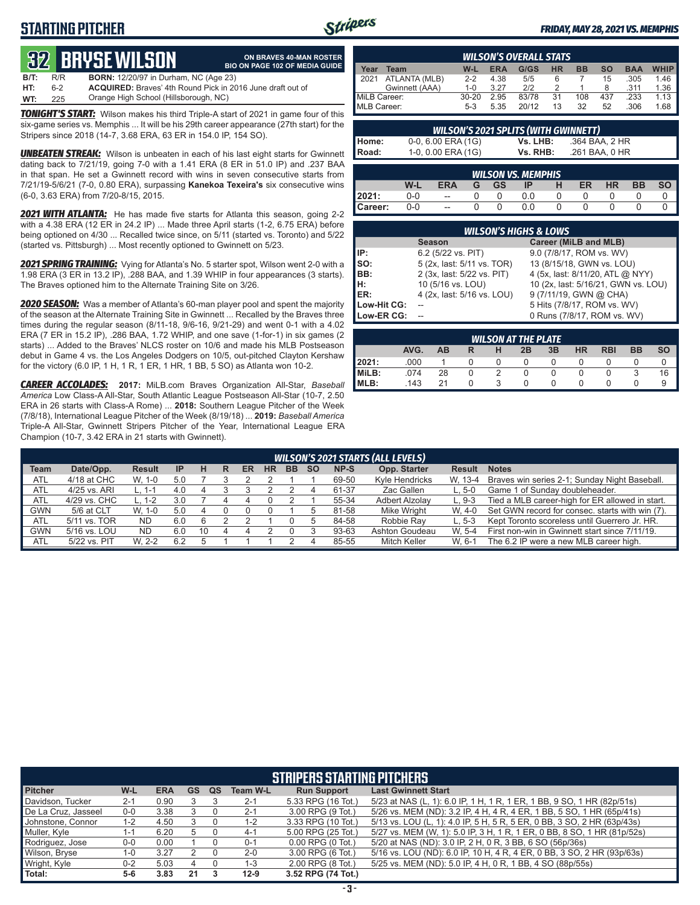# STARTING PITCHER

*FRIDAY, MAY 28, 2021 VS. MEMPHIS*

## 32 BRYSE WILSON

**ON BRAVES 40-MAN ROSTER**
**BIO ON PAGE 102 OF MEDIA GUIDE**

**B/T:** R/R **BORN:** 12/20/97 in Durham, NC (Age 23)
**HT:** 6-2 **ACQUIRED:** Braves' 4th Round Pick in 2016 June draft out of
**WT:** 225 Orange High School (Hillsborough, NC)

***TONIGHT'S START:*** Wilson makes his third Triple-A start of 2021 in game four of this six-game series vs. Memphis ... It will be his 29th career appearance (27th start) for the Stripers since 2018 (14-7, 3.68 ERA, 63 ER in 154.0 IP, 154 SO).

***UNBEATEN STREAK:*** Wilson is unbeaten in each of his last eight starts for Gwinnett dating back to 7/21/19, going 7-0 with a 1.41 ERA (8 ER in 51.0 IP) and .237 BAA in that span. He set a Gwinnett record with wins in seven consecutive starts from 7/21/19-5/6/21 (7-0, 0.80 ERA), surpassing **Kanekoa Texeira's** six consecutive wins (6-0, 3.63 ERA) from 7/20-8/15, 2015.

***2021 WITH ATLANTA:*** He has made five starts for Atlanta this season, going 2-2 with a 4.38 ERA (12 ER in 24.2 IP) ... Made three April starts (1-2, 6.75 ERA) before being optioned on 4/30 ... Recalled twice since, on 5/11 (started vs. Toronto) and 5/22 (started vs. Pittsburgh) ... Most recently optioned to Gwinnett on 5/23.

***2021 SPRING TRAINING:*** Vying for Atlanta's No. 5 starter spot, Wilson went 2-0 with a 1.98 ERA (3 ER in 13.2 IP), .288 BAA, and 1.39 WHIP in four appearances (3 starts). The Braves optioned him to the Alternate Training Site on 3/26.

***2020 SEASON:*** Was a member of Atlanta's 60-man player pool and spent the majority of the season at the Alternate Training Site in Gwinnett ... Recalled by the Braves three times during the regular season (8/11-18, 9/6-16, 9/21-29) and went 0-1 with a 4.02 ERA (7 ER in 15.2 IP), .286 BAA, 1.72 WHIP, and one save (1-for-1) in six games (2 starts) ... Added to the Braves' NLCS roster on 10/6 and made his MLB Postseason debut in Game 4 vs. the Los Angeles Dodgers on 10/5, out-pitched Clayton Kershaw for the victory (6.0 IP, 1 H, 1 R, 1 ER, 1 HR, 1 BB, 5 SO) as Atlanta won 10-2.

***CAREER ACCOLADES:*** **2017:** MiLB.com Braves Organization All-Star, *Baseball America* Low Class-A All-Star, South Atlantic League Postseason All-Star (10-7, 2.50 ERA in 26 starts with Class-A Rome) ... **2018:** Southern League Pitcher of the Week (7/8/18), International League Pitcher of the Week (8/19/18) ... **2019:** *Baseball America* Triple-A All-Star, Gwinnett Stripers Pitcher of the Year, International League ERA Champion (10-7, 3.42 ERA in 21 starts with Gwinnett).

### WILSON'S OVERALL STATS

| Year | Team | W-L | ERA | G/GS | HR | BB | SO | BAA | WHIP |
|---|---|---|---|---|---|---|---|---|---|
| 2021 | ATLANTA (MLB) | 2-2 | 4.38 | 5/5 | 6 | 7 | 15 | .305 | 1.46 |
| | Gwinnett (AAA) | 1-0 | 3.27 | 2/2 | 2 | 1 | 8 | .311 | 1.36 |
| MiLB Career: | | 30-20 | 2.95 | 83/78 | 31 | 108 | 437 | .233 | 1.13 |
| MLB Career: | | 5-3 | 5.35 | 20/12 | 13 | 32 | 52 | .306 | 1.68 |

### WILSON'S 2021 SPLITS (WITH GWINNETT)

| | | | |
|---|---|---|---|
| Home: | 0-0, 6.00 ERA (1G) | Vs. LHB: | .364 BAA, 2 HR |
| Road: | 1-0, 0.00 ERA (1G) | Vs. RHB: | .261 BAA, 0 HR |

### WILSON VS. MEMPHIS

| | W-L | ERA | G | GS | IP | H | ER | HR | BB | SO |
|---|---|---|---|---|---|---|---|---|---|---|
| 2021: | 0-0 | -- | 0 | 0 | 0.0 | 0 | 0 | 0 | 0 | 0 |
| Career: | 0-0 | -- | 0 | 0 | 0.0 | 0 | 0 | 0 | 0 | 0 |

### WILSON'S HIGHS & LOWS

| | Season | Career (MiLB and MLB) |
|---|---|---|
| IP: | 6.2 (5/22 vs. PIT) | 9.0 (7/8/17, ROM vs. WV) |
| SO: | 5 (2x, last: 5/11 vs. TOR) | 13 (8/15/18, GWN vs. LOU) |
| BB: | 2 (3x, last: 5/22 vs. PIT) | 4 (5x, last: 8/11/20, ATL @ NYY) |
| H: | 10 (5/16 vs. LOU) | 10 (2x, last: 5/16/21, GWN vs. LOU) |
| ER: | 4 (2x, last: 5/16 vs. LOU) | 9 (7/11/19, GWN @ CHA) |
| Low-Hit CG: | -- | 5 Hits (7/8/17, ROM vs. WV) |
| Low-ER CG: | -- | 0 Runs (7/8/17, ROM vs. WV) |

### WILSON AT THE PLATE

| | AVG. | AB | R | H | 2B | 3B | HR | RBI | BB | SO |
|---|---|---|---|---|---|---|---|---|---|---|
| 2021: | .000 | 1 | 0 | 0 | 0 | 0 | 0 | 0 | 0 | 0 |
| MiLB: | .074 | 28 | 0 | 2 | 0 | 0 | 0 | 0 | 3 | 16 |
| MLB: | .143 | 21 | 0 | 3 | 0 | 0 | 0 | 0 | 0 | 9 |

### WILSON'S 2021 STARTS (ALL LEVELS)

| Team | Date/Opp. | Result | IP | H | R | ER | HR | BB | SO | NP-S | Opp. Starter | Result | Notes |
|---|---|---|---|---|---|---|---|---|---|---|---|---|---|
| ATL | 4/18 at CHC | W, 1-0 | 5.0 | 7 | 3 | 2 | 2 | 1 | 1 | 69-50 | Kyle Hendricks | W, 13-4 | Braves win series 2-1; Sunday Night Baseball. |
| ATL | 4/25 vs. ARI | L, 1-1 | 4.0 | 4 | 3 | 3 | 2 | 2 | 4 | 61-37 | Zac Gallen | L, 5-0 | Game 1 of Sunday doubleheader. |
| ATL | 4/29 vs. CHC | L, 1-2 | 3.0 | 7 | 4 | 4 | 0 | 2 | 1 | 55-34 | Adbert Alzolay | L, 9-3 | Tied a MLB career-high for ER allowed in start. |
| GWN | 5/6 at CLT | W, 1-0 | 5.0 | 4 | 0 | 0 | 0 | 1 | 5 | 81-58 | Mike Wright | W, 4-0 | Set GWN record for consec. starts with win (7). |
| ATL | 5/11 vs. TOR | ND | 6.0 | 6 | 2 | 2 | 1 | 0 | 5 | 84-58 | Robbie Ray | L, 5-3 | Kept Toronto scoreless until Guerrero Jr. HR. |
| GWN | 5/16 vs. LOU | ND | 6.0 | 10 | 4 | 4 | 2 | 0 | 3 | 93-63 | Ashton Goudeau | W, 5-4 | First non-win in Gwinnett start since 7/11/19. |
| ATL | 5/22 vs. PIT | W, 2-2 | 6.2 | 5 | 1 | 1 | 1 | 2 | 4 | 85-55 | Mitch Keller | W, 6-1 | The 6.2 IP were a new MLB career high. |

### STRIPERS STARTING PITCHERS

| Pitcher | W-L | ERA | GS | QS | Team W-L | Run Support | Last Gwinnett Start |
|---|---|---|---|---|---|---|---|
| Davidson, Tucker | 2-1 | 0.90 | 3 | 3 | 2-1 | 5.33 RPG (16 Tot.) | 5/23 at NAS (L, 1): 6.0 IP, 1 H, 1 R, 1 ER, 1 BB, 9 SO, 1 HR (82p/51s) |
| De La Cruz, Jasseel | 0-0 | 3.38 | 3 | 0 | 2-1 | 3.00 RPG (9 Tot.) | 5/26 vs. MEM (ND): 3.2 IP, 4 H, 4 R, 4 ER, 1 BB, 5 SO, 1 HR (65p/41s) |
| Johnstone, Connor | 1-2 | 4.50 | 3 | 0 | 1-2 | 3.33 RPG (10 Tot.) | 5/13 vs. LOU (L, 1): 4.0 IP, 5 H, 5 R, 5 ER, 0 BB, 3 SO, 2 HR (63p/43s) |
| Muller, Kyle | 1-1 | 6.20 | 5 | 0 | 4-1 | 5.00 RPG (25 Tot.) | 5/27 vs. MEM (W, 1): 5.0 IP, 3 H, 1 R, 1 ER, 0 BB, 8 SO, 1 HR (81p/52s) |
| Rodriguez, Jose | 0-0 | 0.00 | 1 | 0 | 0-1 | 0.00 RPG (0 Tot.) | 5/20 at NAS (ND): 3.0 IP, 2 H, 0 R, 3 BB, 6 SO (56p/36s) |
| Wilson, Bryse | 1-0 | 3.27 | 2 | 0 | 2-0 | 3.00 RPG (6 Tot.) | 5/16 vs. LOU (ND): 6.0 IP, 10 H, 4 R, 4 ER, 0 BB, 3 SO, 2 HR (93p/63s) |
| Wright, Kyle | 0-2 | 5.03 | 4 | 0 | 1-3 | 2.00 RPG (8 Tot.) | 5/25 vs. MEM (ND): 5.0 IP, 4 H, 0 R, 1 BB, 4 SO (88p/55s) |
| **Total:** | **5-6** | **3.83** | **21** | **3** | **12-9** | **3.52 RPG (74 Tot.)** | |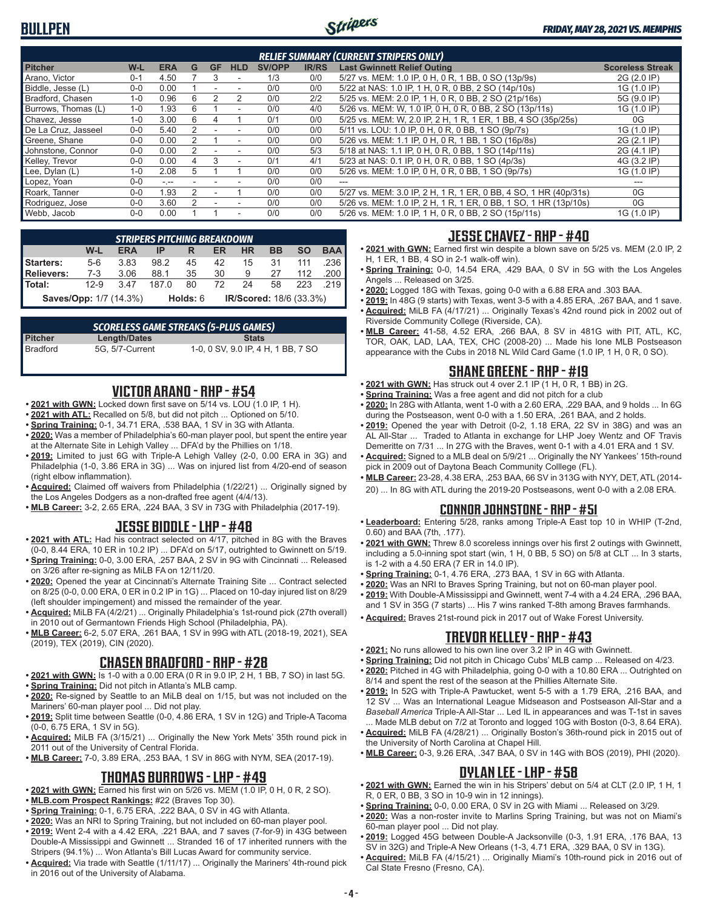# BULLPEN

*FRIDAY, MAY 28, 2021 VS. MEMPHIS*

## RELIEF SUMMARY (CURRENT STRIPERS ONLY)

| Pitcher | W-L | ERA | G | GF | HLD | SV/OPP | IR/RS | Last Gwinnett Relief Outing | Scoreless Streak |
|---|---|---|---|---|---|---|---|---|---|
| Arano, Victor | 0-1 | 4.50 | 7 | 3 | - | 1/3 | 0/0 | 5/27 vs. MEM: 1.0 IP, 0 H, 0 R, 1 BB, 0 SO (13p/9s) | 2G (2.0 IP) |
| Biddle, Jesse (L) | 0-0 | 0.00 | 1 | - | - | 0/0 | 0/0 | 5/22 at NAS: 1.0 IP, 1 H, 0 R, 0 BB, 2 SO (14p/10s) | 1G (1.0 IP) |
| Bradford, Chasen | 1-0 | 0.96 | 6 | 2 | 2 | 0/0 | 2/2 | 5/25 vs. MEM: 2.0 IP, 1 H, 0 R, 0 BB, 2 SO (21p/16s) | 5G (9.0 IP) |
| Burrows, Thomas (L) | 1-0 | 1.93 | 6 | 1 | - | 0/0 | 4/0 | 5/26 vs. MEM: W, 1.0 IP, 0 H, 0 R, 0 BB, 2 SO (13p/11s) | 1G (1.0 IP) |
| Chavez, Jesse | 1-0 | 3.00 | 6 | 4 | 1 | 0/1 | 0/0 | 5/25 vs. MEM: W, 2.0 IP, 2 H, 1 R, 1 ER, 1 BB, 4 SO (35p/25s) | 0G |
| De La Cruz, Jasseel | 0-0 | 5.40 | 2 | - | - | 0/0 | 0/0 | 5/11 vs. LOU: 1.0 IP, 0 H, 0 R, 0 BB, 1 SO (9p/7s) | 1G (1.0 IP) |
| Greene, Shane | 0-0 | 0.00 | 2 | 1 | - | 0/0 | 0/0 | 5/26 vs. MEM: 1.1 IP, 0 H, 0 R, 1 BB, 1 SO (16p/8s) | 2G (2.1 IP) |
| Johnstone, Connor | 0-0 | 0.00 | 2 | - | - | 0/0 | 5/3 | 5/18 at NAS: 1.1 IP, 0 H, 0 R, 0 BB, 1 SO (14p/11s) | 2G (4.1 IP) |
| Kelley, Trevor | 0-0 | 0.00 | 4 | 3 | - | 0/1 | 4/1 | 5/23 at NAS: 0.1 IP, 0 H, 0 R, 0 BB, 1 SO (4p/3s) | 4G (3.2 IP) |
| Lee, Dylan (L) | 1-0 | 2.08 | 5 | 1 | 1 | 0/0 | 0/0 | 5/26 vs. MEM: 1.0 IP, 0 H, 0 R, 0 BB, 1 SO (9p/7s) | 1G (1.0 IP) |
| Lopez, Yoan | 0-0 | -.-- | - | - | - | 0/0 | 0/0 | --- | --- |
| Roark, Tanner | 0-0 | 1.93 | 2 | - | 1 | 0/0 | 0/0 | 5/27 vs. MEM: 3.0 IP, 2 H, 1 R, 1 ER, 0 BB, 4 SO, 1 HR (40p/31s) | 0G |
| Rodriguez, Jose | 0-0 | 3.60 | 2 | - | - | 0/0 | 0/0 | 5/26 vs. MEM: 1.0 IP, 2 H, 1 R, 1 ER, 0 BB, 1 SO, 1 HR (13p/10s) | 0G |
| Webb, Jacob | 0-0 | 0.00 | 1 | 1 | - | 0/0 | 0/0 | 5/26 vs. MEM: 1.0 IP, 1 H, 0 R, 0 BB, 2 SO (15p/11s) | 1G (1.0 IP) |

## STRIPERS PITCHING BREAKDOWN

| | W-L | ERA | IP | R | ER | HR | BB | SO | BAA |
|---|---|---|---|---|---|---|---|---|---|
| Starters: | 5-6 | 3.83 | 98.2 | 45 | 42 | 15 | 31 | 111 | .236 |
| Relievers: | 7-3 | 3.06 | 88.1 | 35 | 30 | 9 | 27 | 112 | .200 |
| Total: | 12-9 | 3.47 | 187.0 | 80 | 72 | 24 | 58 | 223 | .219 |

Saves/Opp: 1/7 (14.3%) | Holds: 6 | IR/Scored: 18/6 (33.3%)

## SCORELESS GAME STREAKS (5-PLUS GAMES)

| Pitcher | Length/Dates | Stats |
|---|---|---|
| Bradford | 5G, 5/7-Current | 1-0, 0 SV, 9.0 IP, 4 H, 1 BB, 7 SO |

## VICTOR ARANO - RHP - #54

- **2021 with GWN:** Locked down first save on 5/14 vs. LOU (1.0 IP, 1 H).
- **2021 with ATL:** Recalled on 5/8, but did not pitch ... Optioned on 5/10.
- **Spring Training:** 0-1, 34.71 ERA, .538 BAA, 1 SV in 3G with Atlanta.
- **2020:** Was a member of Philadelphia's 60-man player pool, but spent the entire year at the Alternate Site in Lehigh Valley ... DFA'd by the Phillies on 1/18.
- **2019:** Limited to just 6G with Triple-A Lehigh Valley (2-0, 0.00 ERA in 3G) and Philadelphia (1-0, 3.86 ERA in 3G) ... Was on injured list from 4/20-end of season (right elbow inflammation).
- **Acquired:** Claimed off waivers from Philadelphia (1/22/21) ... Originally signed by the Los Angeles Dodgers as a non-drafted free agent (4/4/13).
- **MLB Career:** 3-2, 2.65 ERA, .224 BAA, 3 SV in 73G with Philadelphia (2017-19).

## JESSE BIDDLE - LHP - #48

- **2021 with ATL:** Had his contract selected on 4/17, pitched in 8G with the Braves (0-0, 8.44 ERA, 10 ER in 10.2 IP) ... DFA'd on 5/17, outrighted to Gwinnett on 5/19.
- **Spring Training:** 0-0, 3.00 ERA, .257 BAA, 2 SV in 9G with Cincinnati ... Released on 3/26 after re-signing as MiLB FA on 12/11/20.
- **2020:** Opened the year at Cincinnati's Alternate Training Site ... Contract selected on 8/25 (0-0, 0.00 ERA, 0 ER in 0.2 IP in 1G) ... Placed on 10-day injured list on 8/29 (left shoulder impingement) and missed the remainder of the year.
- **Acquired:** MiLB FA (4/2/21) ... Originally Philadelphia's 1st-round pick (27th overall) in 2010 out of Germantown Friends High School (Philadelphia, PA).
- **MLB Career:** 6-2, 5.07 ERA, .261 BAA, 1 SV in 99G with ATL (2018-19, 2021), SEA (2019), TEX (2019), CIN (2020).

## CHASEN BRADFORD - RHP - #28

- **2021 with GWN:** Is 1-0 with a 0.00 ERA (0 R in 9.0 IP, 2 H, 1 BB, 7 SO) in last 5G.
- **Spring Training:** Did not pitch in Atlanta's MLB camp.
- **2020:** Re-signed by Seattle to an MiLB deal on 1/15, but was not included on the Mariners' 60-man player pool ... Did not play.
- **2019:** Split time between Seattle (0-0, 4.86 ERA, 1 SV in 12G) and Triple-A Tacoma (0-0, 6.75 ERA, 1 SV in 5G).
- **Acquired:** MiLB FA (3/15/21) ... Originally the New York Mets' 35th round pick in 2011 out of the University of Central Florida.
- **MLB Career:** 7-0, 3.89 ERA, .253 BAA, 1 SV in 86G with NYM, SEA (2017-19).

## THOMAS BURROWS - LHP - #49

- **2021 with GWN:** Earned his first win on 5/26 vs. MEM (1.0 IP, 0 H, 0 R, 2 SO).
- **MLB.com Prospect Rankings:** #22 (Braves Top 30).
- **Spring Training:** 0-1, 6.75 ERA, .222 BAA, 0 SV in 4G with Atlanta.
- **2020:** Was an NRI to Spring Training, but not included on 60-man player pool.
- **2019:** Went 2-4 with a 4.42 ERA, .221 BAA, and 7 saves (7-for-9) in 43G between Double-A Mississippi and Gwinnett ... Stranded 16 of 17 inherited runners with the Stripers (94.1%) ... Won Atlanta's Bill Lucas Award for community service.
- **Acquired:** Via trade with Seattle (1/11/17) ... Originally the Mariners' 4th-round pick in 2016 out of the University of Alabama.

## JESSE CHAVEZ - RHP - #40

- **2021 with GWN:** Earned first win despite a blown save on 5/25 vs. MEM (2.0 IP, 2 H, 1 ER, 1 BB, 4 SO in 2-1 walk-off win).
- **Spring Training:** 0-0, 14.54 ERA, .429 BAA, 0 SV in 5G with the Los Angeles Angels ... Released on 3/25.
- **2020:** Logged 18G with Texas, going 0-0 with a 6.88 ERA and .303 BAA.
- **2019:** In 48G (9 starts) with Texas, went 3-5 with a 4.85 ERA, .267 BAA, and 1 save.
- **Acquired:** MiLB FA (4/17/21) ... Originally Texas's 42nd round pick in 2002 out of Riverside Community College (Riverside, CA).
- **MLB Career:** 41-58, 4.52 ERA, .266 BAA, 8 SV in 481G with PIT, ATL, KC, TOR, OAK, LAD, LAA, TEX, CHC (2008-20) ... Made his lone MLB Postseason appearance with the Cubs in 2018 NL Wild Card Game (1.0 IP, 1 H, 0 R, 0 SO).

## SHANE GREENE - RHP - #19

- **2021 with GWN:** Has struck out 4 over 2.1 IP (1 H, 0 R, 1 BB) in 2G.
- **Spring Training:** Was a free agent and did not pitch for a club
- **2020:** In 28G with Atlanta, went 1-0 with a 2.60 ERA, .229 BAA, and 9 holds ... In 6G during the Postseason, went 0-0 with a 1.50 ERA, .261 BAA, and 2 holds.
- **2019:** Opened the year with Detroit (0-2, 1.18 ERA, 22 SV in 38G) and was an AL All-Star ... Traded to Atlanta in exchange for LHP Joey Wentz and OF Travis Demeritte on 7/31 ... In 27G with the Braves, went 0-1 with a 4.01 ERA and 1 SV.
- **Acquired:** Signed to a MLB deal on 5/9/21 ... Originally the NY Yankees' 15th-round pick in 2009 out of Daytona Beach Community Colllege (FL).
- **MLB Career:** 23-28, 4.38 ERA, .253 BAA, 66 SV in 313G with NYY, DET, ATL (2014-20) ... In 8G with ATL during the 2019-20 Postseasons, went 0-0 with a 2.08 ERA.

## CONNOR JOHNSTONE - RHP - #51

- **Leaderboard:** Entering 5/28, ranks among Triple-A East top 10 in WHIP (T-2nd, 0.60) and BAA (7th, .177).
- **2021 with GWN:** Threw 8.0 scoreless innings over his first 2 outings with Gwinnett, including a 5.0-inning spot start (win, 1 H, 0 BB, 5 SO) on 5/8 at CLT ... In 3 starts, is 1-2 with a 4.50 ERA (7 ER in 14.0 IP).
- **Spring Training:** 0-1, 4.76 ERA, .273 BAA, 1 SV in 6G with Atlanta.
- **2020:** Was an NRI to Braves Spring Training, but not on 60-man player pool.
- **2019:** With Double-A Mississippi and Gwinnett, went 7-4 with a 4.24 ERA, .296 BAA, and 1 SV in 35G (7 starts) ... His 7 wins ranked T-8th among Braves farmhands.
- **Acquired:** Braves 21st-round pick in 2017 out of Wake Forest University.

## TREVOR KELLEY - RHP - #43

- **2021:** No runs allowed to his own line over 3.2 IP in 4G with Gwinnett.
- **Spring Training:** Did not pitch in Chicago Cubs' MLB camp ... Released on 4/23.
- **2020:** Pitched in 4G with Philadelphia, going 0-0 with a 10.80 ERA ... Outrighted on 8/14 and spent the rest of the season at the Phillies Alternate Site.
- **2019:** In 52G with Triple-A Pawtucket, went 5-5 with a 1.79 ERA, .216 BAA, and 12 SV ... Was an International League Midseason and Postseason All-Star and a *Baseball America* Triple-A All-Star ... Led IL in appearances and was T-1st in saves ... Made MLB debut on 7/2 at Toronto and logged 10G with Boston (0-3, 8.64 ERA).
- **Acquired:** MiLB FA (4/28/21) ... Originally Boston's 36th-round pick in 2015 out of the University of North Carolina at Chapel Hill.
- **MLB Career:** 0-3, 9.26 ERA, .347 BAA, 0 SV in 14G with BOS (2019), PHI (2020).

## DYLAN LEE - LHP - #58

- **2021 with GWN:** Earned the win in his Stripers' debut on 5/4 at CLT (2.0 IP, 1 H, 1 R, 0 ER, 0 BB, 3 SO in 10-9 win in 12 innings).
- **Spring Training:** 0-0, 0.00 ERA, 0 SV in 2G with Miami ... Released on 3/29.
- **2020:** Was a non-roster invite to Marlins Spring Training, but was not on Miami's 60-man player pool ... Did not play.
- **2019:** Logged 45G between Double-A Jacksonville (0-3, 1.91 ERA, .176 BAA, 13 SV in 32G) and Triple-A New Orleans (1-3, 4.71 ERA, .329 BAA, 0 SV in 13G).
- **Acquired:** MiLB FA (4/15/21) ... Originally Miami's 10th-round pick in 2016 out of Cal State Fresno (Fresno, CA).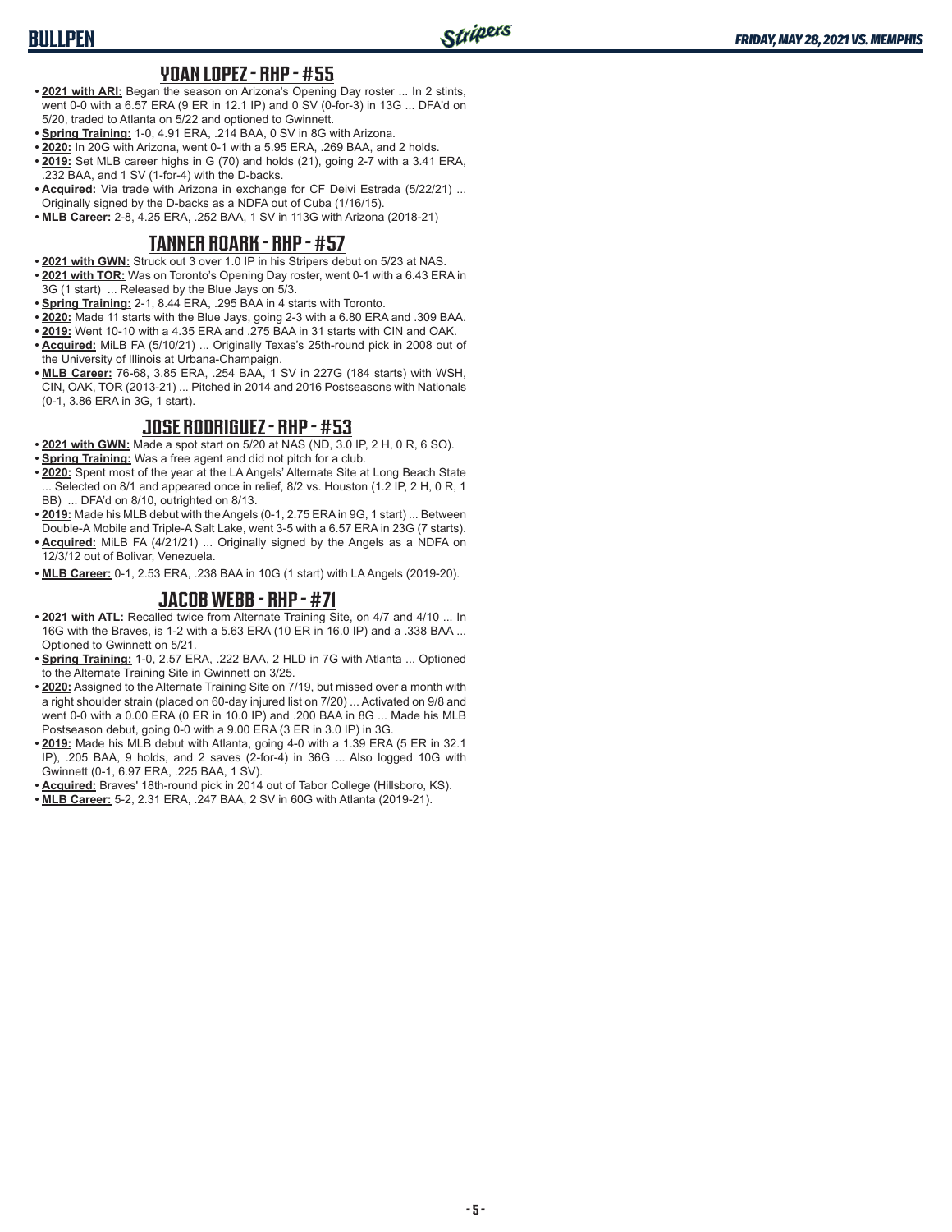## YOAN LOPEZ - RHP - #55

- **2021 with ARI:** Began the season on Arizona's Opening Day roster ... In 2 stints, went 0-0 with a 6.57 ERA (9 ER in 12.1 IP) and 0 SV (0-for-3) in 13G ... DFA'd on 5/20, traded to Atlanta on 5/22 and optioned to Gwinnett.
- **Spring Training:** 1-0, 4.91 ERA, .214 BAA, 0 SV in 8G with Arizona.
- **2020:** In 20G with Arizona, went 0-1 with a 5.95 ERA, .269 BAA, and 2 holds.
- **2019:** Set MLB career highs in G (70) and holds (21), going 2-7 with a 3.41 ERA, .232 BAA, and 1 SV (1-for-4) with the D-backs.
- **Acquired:** Via trade with Arizona in exchange for CF Deivi Estrada (5/22/21) ... Originally signed by the D-backs as a NDFA out of Cuba (1/16/15).
- **MLB Career:** 2-8, 4.25 ERA, .252 BAA, 1 SV in 113G with Arizona (2018-21)

## TANNER ROARK - RHP - #57

- **2021 with GWN:** Struck out 3 over 1.0 IP in his Stripers debut on 5/23 at NAS.
- **2021 with TOR:** Was on Toronto's Opening Day roster, went 0-1 with a 6.43 ERA in 3G (1 start) ... Released by the Blue Jays on 5/3.
- **Spring Training:** 2-1, 8.44 ERA, .295 BAA in 4 starts with Toronto.
- **2020:** Made 11 starts with the Blue Jays, going 2-3 with a 6.80 ERA and .309 BAA.
- **2019:** Went 10-10 with a 4.35 ERA and .275 BAA in 31 starts with CIN and OAK.
- **Acquired:** MiLB FA (5/10/21) ... Originally Texas's 25th-round pick in 2008 out of the University of Illinois at Urbana-Champaign.
- **MLB Career:** 76-68, 3.85 ERA, .254 BAA, 1 SV in 227G (184 starts) with WSH, CIN, OAK, TOR (2013-21) ... Pitched in 2014 and 2016 Postseasons with Nationals (0-1, 3.86 ERA in 3G, 1 start).

## JOSE RODRIGUEZ - RHP - #53

- **2021 with GWN:** Made a spot start on 5/20 at NAS (ND, 3.0 IP, 2 H, 0 R, 6 SO).
- **Spring Training:** Was a free agent and did not pitch for a club.
- **2020:** Spent most of the year at the LA Angels' Alternate Site at Long Beach State ... Selected on 8/1 and appeared once in relief, 8/2 vs. Houston (1.2 IP, 2 H, 0 R, 1 BB) ... DFA'd on 8/10, outrighted on 8/13.
- **2019:** Made his MLB debut with the Angels (0-1, 2.75 ERA in 9G, 1 start) ... Between Double-A Mobile and Triple-A Salt Lake, went 3-5 with a 6.57 ERA in 23G (7 starts).
- **Acquired:** MiLB FA (4/21/21) ... Originally signed by the Angels as a NDFA on 12/3/12 out of Bolivar, Venezuela.
- **MLB Career:** 0-1, 2.53 ERA, .238 BAA in 10G (1 start) with LA Angels (2019-20).

## JACOB WEBB - RHP - #71

- **2021 with ATL:** Recalled twice from Alternate Training Site, on 4/7 and 4/10 ... In 16G with the Braves, is 1-2 with a 5.63 ERA (10 ER in 16.0 IP) and a .338 BAA ... Optioned to Gwinnett on 5/21.
- **Spring Training:** 1-0, 2.57 ERA, .222 BAA, 2 HLD in 7G with Atlanta ... Optioned to the Alternate Training Site in Gwinnett on 3/25.
- **2020:** Assigned to the Alternate Training Site on 7/19, but missed over a month with a right shoulder strain (placed on 60-day injured list on 7/20) ... Activated on 9/8 and went 0-0 with a 0.00 ERA (0 ER in 10.0 IP) and .200 BAA in 8G ... Made his MLB Postseason debut, going 0-0 with a 9.00 ERA (3 ER in 3.0 IP) in 3G.
- **2019:** Made his MLB debut with Atlanta, going 4-0 with a 1.39 ERA (5 ER in 32.1 IP), .205 BAA, 9 holds, and 2 saves (2-for-4) in 36G ... Also logged 10G with Gwinnett (0-1, 6.97 ERA, .225 BAA, 1 SV).
- **Acquired:** Braves' 18th-round pick in 2014 out of Tabor College (Hillsboro, KS).
- **MLB Career:** 5-2, 2.31 ERA, .247 BAA, 2 SV in 60G with Atlanta (2019-21).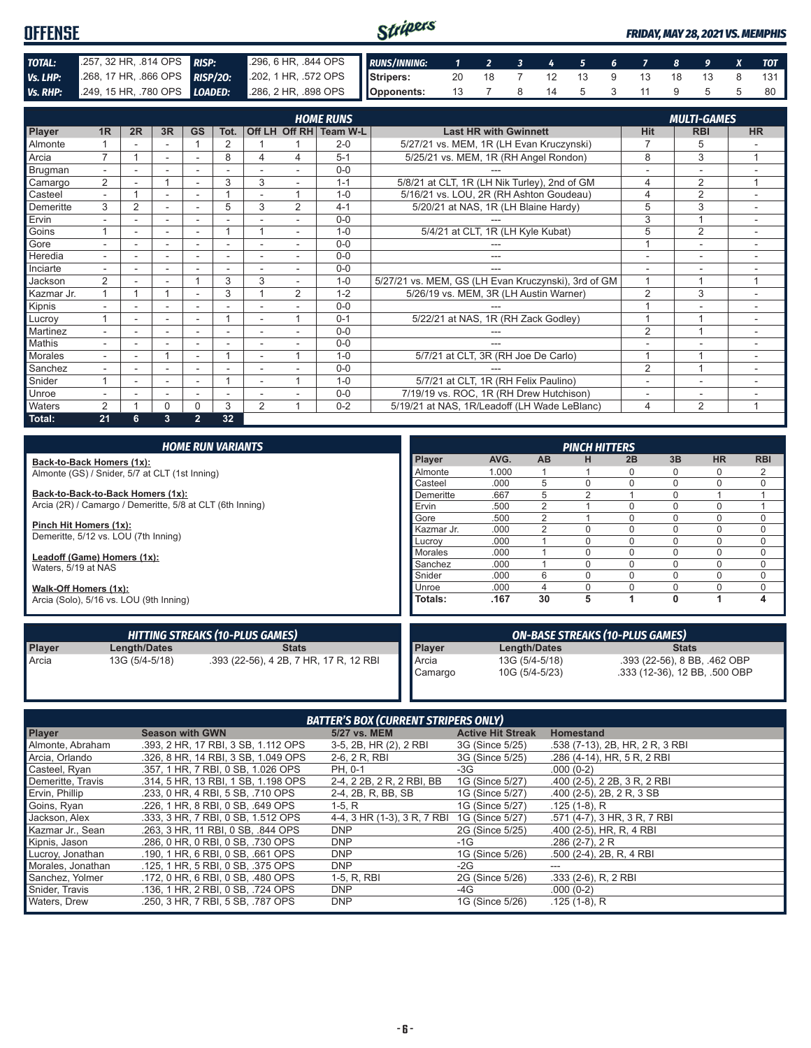# OFFENSE

*FRIDAY, MAY 28, 2021 VS. MEMPHIS*

| | | | |
|---|---|---|---|
| **TOTAL:** | .257, 32 HR, .814 OPS | **RISP:** | .296, 6 HR, .844 OPS |
| **Vs. LHP:** | .268, 17 HR, .866 OPS | **RISP/2O:** | .202, 1 HR, .572 OPS |
| **Vs. RHP:** | .249, 15 HR, .780 OPS | **LOADED:** | .286, 2 HR, .898 OPS |

| RUNS/INNING: | 1 | 2 | 3 | 4 | 5 | 6 | 7 | 8 | 9 | X | TOT |
|---|---|---|---|---|---|---|---|---|---|---|---|
| Stripers: | 20 | 18 | 7 | 12 | 13 | 9 | 13 | 18 | 13 | 8 | 131 |
| Opponents: | 13 | 7 | 8 | 14 | 5 | 3 | 11 | 9 | 5 | 5 | 80 |

## HOME RUNS / MULTI-GAMES

| Player | 1R | 2R | 3R | GS | Tot. | Off LH | Off RH | Team W-L | Last HR with Gwinnett | Hit | RBI | HR |
|---|---|---|---|---|---|---|---|---|---|---|---|---|
| Almonte | 1 | - | - | 1 | 2 | 1 | 1 | 2-0 | 5/27/21 vs. MEM, 1R (LH Evan Kruczynski) | 7 | 5 | - |
| Arcia | 7 | 1 | - | - | 8 | 4 | 4 | 5-1 | 5/25/21 vs. MEM, 1R (RH Angel Rondon) | 8 | 3 | 1 |
| Brugman | - | - | - | - | - | - | - | 0-0 | --- | - | - | - |
| Camargo | 2 | - | 1 | - | 3 | 3 | - | 1-1 | 5/8/21 at CLT, 1R (LH Nik Turley), 2nd of GM | 4 | 2 | 1 |
| Casteel | - | 1 | - | - | 1 | - | 1 | 1-0 | 5/16/21 vs. LOU, 2R (RH Ashton Goudeau) | 4 | 2 | - |
| Demeritte | 3 | 2 | - | - | 5 | 3 | 2 | 4-1 | 5/20/21 at NAS, 1R (LH Blaine Hardy) | 5 | 3 | - |
| Ervin | - | - | - | - | - | - | - | 0-0 | --- | 3 | 1 | - |
| Goins | 1 | - | - | - | 1 | 1 | - | 1-0 | 5/4/21 at CLT, 1R (LH Kyle Kubat) | 5 | 2 | - |
| Gore | - | - | - | - | - | - | - | 0-0 | --- | 1 | - | - |
| Heredia | - | - | - | - | - | - | - | 0-0 | --- | - | - | - |
| Inciarte | - | - | - | - | - | - | - | 0-0 | --- | - | - | - |
| Jackson | 2 | - | - | 1 | 3 | 3 | - | 1-0 | 5/27/21 vs. MEM, GS (LH Evan Kruczynski), 3rd of GM | 1 | 1 | 1 |
| Kazmar Jr. | 1 | 1 | 1 | - | 3 | 1 | 2 | 1-2 | 5/26/19 vs. MEM, 3R (LH Austin Warner) | 2 | 3 | - |
| Kipnis | - | - | - | - | - | - | - | 0-0 | --- | 1 | - | - |
| Lucroy | 1 | - | - | - | 1 | - | 1 | 0-1 | 5/22/21 at NAS, 1R (RH Zack Godley) | 1 | 1 | - |
| Martinez | - | - | - | - | - | - | - | 0-0 | --- | 2 | 1 | - |
| Mathis | - | - | - | - | - | - | - | 0-0 | --- | - | - | - |
| Morales | - | - | 1 | - | 1 | - | 1 | 1-0 | 5/7/21 at CLT, 3R (RH Joe De Carlo) | 1 | 1 | - |
| Sanchez | - | - | - | - | - | - | - | 0-0 | --- | 2 | 1 | - |
| Snider | 1 | - | - | - | 1 | - | 1 | 1-0 | 5/7/21 at CLT, 1R (RH Felix Paulino) | - | - | - |
| Unroe | - | - | - | - | - | - | - | 0-0 | 7/19/19 vs. ROC, 1R (RH Drew Hutchison) | - | - | - |
| Waters | 2 | 1 | 0 | 0 | 3 | 2 | 1 | 0-2 | 5/19/21 at NAS, 1R/Leadoff (LH Wade LeBlanc) | 4 | 2 | 1 |
| **Total:** | **21** | **6** | **3** | **2** | **32** | | | | | | | |

## HOME RUN VARIANTS

**Back-to-Back Homers (1x):**
Almonte (GS) / Snider, 5/7 at CLT (1st Inning)

**Back-to-Back-to-Back Homers (1x):**
Arcia (2R) / Camargo / Demeritte, 5/8 at CLT (6th Inning)

**Pinch Hit Homers (1x):**
Demeritte, 5/12 vs. LOU (7th Inning)

**Leadoff (Game) Homers (1x):**
Waters, 5/19 at NAS

**Walk-Off Homers (1x):**
Arcia (Solo), 5/16 vs. LOU (9th Inning)

## PINCH HITTERS

| Player | AVG. | AB | H | 2B | 3B | HR | RBI |
|---|---|---|---|---|---|---|---|
| Almonte | 1.000 | 1 | 1 | 0 | 0 | 0 | 2 |
| Casteel | .000 | 5 | 0 | 0 | 0 | 0 | 0 |
| Demeritte | .667 | 5 | 2 | 1 | 0 | 1 | 1 |
| Ervin | .500 | 2 | 1 | 0 | 0 | 0 | 1 |
| Gore | .500 | 2 | 1 | 0 | 0 | 0 | 0 |
| Kazmar Jr. | .000 | 2 | 0 | 0 | 0 | 0 | 0 |
| Lucroy | .000 | 1 | 0 | 0 | 0 | 0 | 0 |
| Morales | .000 | 1 | 0 | 0 | 0 | 0 | 0 |
| Sanchez | .000 | 1 | 0 | 0 | 0 | 0 | 0 |
| Snider | .000 | 6 | 0 | 0 | 0 | 0 | 0 |
| Unroe | .000 | 4 | 0 | 0 | 0 | 0 | 0 |
| **Totals:** | **.167** | **30** | **5** | **1** | **0** | **1** | **4** |

## HITTING STREAKS (10-PLUS GAMES)

| Player | Length/Dates | Stats |
|---|---|---|
| Arcia | 13G (5/4-5/18) | .393 (22-56), 4 2B, 7 HR, 17 R, 12 RBI |

## ON-BASE STREAKS (10-PLUS GAMES)

| Player | Length/Dates | Stats |
|---|---|---|
| Arcia | 13G (5/4-5/18) | .393 (22-56), 8 BB, .462 OBP |
| Camargo | 10G (5/4-5/23) | .333 (12-36), 12 BB, .500 OBP |

## BATTER'S BOX (CURRENT STRIPERS ONLY)

| Player | Season with GWN | 5/27 vs. MEM | Active Hit Streak | Homestand |
|---|---|---|---|---|
| Almonte, Abraham | .393, 2 HR, 17 RBI, 3 SB, 1.112 OPS | 3-5, 2B, HR (2), 2 RBI | 3G (Since 5/25) | .538 (7-13), 2B, HR, 2 R, 3 RBI |
| Arcia, Orlando | .326, 8 HR, 14 RBI, 3 SB, 1.049 OPS | 2-6, 2 R, RBI | 3G (Since 5/25) | .286 (4-14), HR, 5 R, 2 RBI |
| Casteel, Ryan | .357, 1 HR, 7 RBI, 0 SB, 1.026 OPS | PH, 0-1 | -3G | .000 (0-2) |
| Demeritte, Travis | .314, 5 HR, 13 RBI, 1 SB, 1.198 OPS | 2-4, 2 2B, 2 R, 2 RBI, BB | 1G (Since 5/27) | .400 (2-5), 2 2B, 3 R, 2 RBI |
| Ervin, Phillip | .233, 0 HR, 4 RBI, 5 SB, .710 OPS | 2-4, 2B, R, BB, SB | 1G (Since 5/27) | .400 (2-5), 2B, 2 R, 3 SB |
| Goins, Ryan | .226, 1 HR, 8 RBI, 0 SB, .649 OPS | 1-5, R | 1G (Since 5/27) | .125 (1-8), R |
| Jackson, Alex | .333, 3 HR, 7 RBI, 0 SB, 1.512 OPS | 4-4, 3 HR (1-3), 3 R, 7 RBI | 1G (Since 5/27) | .571 (4-7), 3 HR, 3 R, 7 RBI |
| Kazmar Jr., Sean | .263, 3 HR, 11 RBI, 0 SB, .844 OPS | DNP | 2G (Since 5/25) | .400 (2-5), HR, R, 4 RBI |
| Kipnis, Jason | .286, 0 HR, 0 RBI, 0 SB, .730 OPS | DNP | -1G | .286 (2-7), 2 R |
| Lucroy, Jonathan | .190, 1 HR, 6 RBI, 0 SB, .661 OPS | DNP | 1G (Since 5/26) | .500 (2-4), 2B, R, 4 RBI |
| Morales, Jonathan | .125, 1 HR, 5 RBI, 0 SB, .375 OPS | DNP | -2G | --- |
| Sanchez, Yolmer | .172, 0 HR, 6 RBI, 0 SB, .480 OPS | 1-5, R, RBI | 2G (Since 5/26) | .333 (2-6), R, 2 RBI |
| Snider, Travis | .136, 1 HR, 2 RBI, 0 SB, .724 OPS | DNP | -4G | .000 (0-2) |
| Waters, Drew | .250, 3 HR, 7 RBI, 5 SB, .787 OPS | DNP | 1G (Since 5/26) | .125 (1-8), R |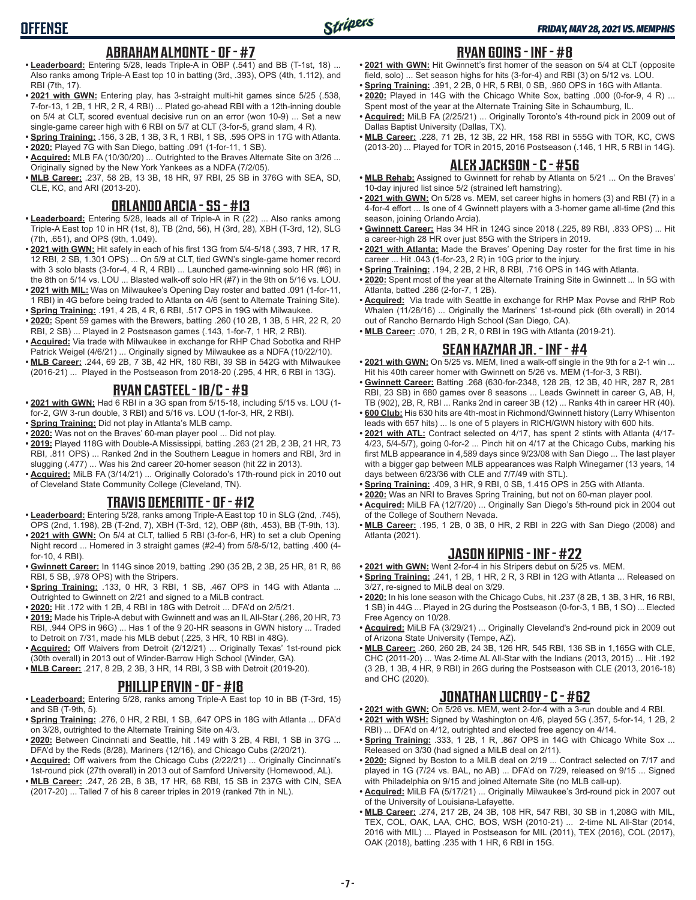# OFFENSE

## ABRAHAM ALMONTE - OF - #7

- **Leaderboard:** Entering 5/28, leads Triple-A in OBP (.541) and BB (T-1st, 18) ... Also ranks among Triple-A East top 10 in batting (3rd, .393), OPS (4th, 1.112), and RBI (7th, 17).
- **2021 with GWN:** Entering play, has 3-straight multi-hit games since 5/25 (.538, 7-for-13, 1 2B, 1 HR, 2 R, 4 RBI) ... Plated go-ahead RBI with a 12th-inning double on 5/4 at CLT, scored eventual decisive run on an error (won 10-9) ... Set a new single-game career high with 6 RBI on 5/7 at CLT (3-for-5, grand slam, 4 R).
- **Spring Training:** .156, 3 2B, 1 3B, 3 R, 1 RBI, 1 SB, .595 OPS in 17G with Atlanta.
- **2020:** Played 7G with San Diego, batting .091 (1-for-11, 1 SB).
- **Acquired:** MLB FA (10/30/20) ... Outrighted to the Braves Alternate Site on 3/26 ... Originally signed by the New York Yankees as a NDFA (7/2/05).
- **MLB Career:** .237, 58 2B, 13 3B, 18 HR, 97 RBI, 25 SB in 376G with SEA, SD, CLE, KC, and ARI (2013-20).

## ORLANDO ARCIA - SS - #13

- **Leaderboard:** Entering 5/28, leads all of Triple-A in R (22) ... Also ranks among Triple-A East top 10 in HR (1st, 8), TB (2nd, 56), H (3rd, 28), XBH (T-3rd, 12), SLG (7th, .651), and OPS (9th, 1.049).
- **2021 with GWN:** Hit safely in each of his first 13G from 5/4-5/18 (.393, 7 HR, 17 R, 12 RBI, 2 SB, 1.301 OPS) ... On 5/9 at CLT, tied GWN's single-game homer record with 3 solo blasts (3-for-4, 4 R, 4 RBI) ... Launched game-winning solo HR (#6) in the 8th on 5/14 vs. LOU ... Blasted walk-off solo HR (#7) in the 9th on 5/16 vs. LOU.
- **2021 with MIL:** Was on Milwaukee's Opening Day roster and batted .091 (1-for-11, 1 RBI) in 4G before being traded to Atlanta on 4/6 (sent to Alternate Training Site).
- **Spring Training:** .191, 4 2B, 4 R, 6 RBI, .517 OPS in 19G with Milwaukee.
- **2020:** Spent 59 games with the Brewers, batting .260 (10 2B, 1 3B, 5 HR, 22 R, 20 RBI, 2 SB) ... Played in 2 Postseason games (.143, 1-for-7, 1 HR, 2 RBI).
- **Acquired:** Via trade with Milwaukee in exchange for RHP Chad Sobotka and RHP Patrick Weigel (4/6/21) ... Originally signed by Milwaukee as a NDFA (10/22/10).
- **MLB Career:** .244, 69 2B, 7 3B, 42 HR, 180 RBI, 39 SB in 542G with Milwaukee (2016-21) ... Played in the Postseason from 2018-20 (.295, 4 HR, 6 RBI in 13G).

## RYAN CASTEEL - 1B/C - #9

- **2021 with GWN:** Had 6 RBI in a 3G span from 5/15-18, including 5/15 vs. LOU (1-for-2, GW 3-run double, 3 RBI) and 5/16 vs. LOU (1-for-3, HR, 2 RBI).
- **Spring Training:** Did not play in Atlanta's MLB camp.
- **2020:** Was not on the Braves' 60-man player pool ... Did not play.
- **2019:** Played 118G with Double-A Mississippi, batting .263 (21 2B, 2 3B, 21 HR, 73 RBI, .811 OPS) ... Ranked 2nd in the Southern League in homers and RBI, 3rd in slugging (.477) ... Was his 2nd career 20-homer season (hit 22 in 2013).
- **Acquired:** MiLB FA (3/14/21) ... Originally Colorado's 17th-round pick in 2010 out of Cleveland State Community College (Cleveland, TN).

## TRAVIS DEMERITTE - OF - #12

- **Leaderboard:** Entering 5/28, ranks among Triple-A East top 10 in SLG (2nd, .745), OPS (2nd, 1.198), 2B (T-2nd, 7), XBH (T-3rd, 12), OBP (8th, .453), BB (T-9th, 13).
- **2021 with GWN:** On 5/4 at CLT, tallied 5 RBI (3-for-6, HR) to set a club Opening Night record ... Homered in 3 straight games (#2-4) from 5/8-5/12, batting .400 (4-for-10, 4 RBI).
- **Gwinnett Career:** In 114G since 2019, batting .290 (35 2B, 2 3B, 25 HR, 81 R, 86 RBI, 5 SB, .978 OPS) with the Stripers.
- **Spring Training:** .133, 0 HR, 3 RBI, 1 SB, .467 OPS in 14G with Atlanta ... Outrighted to Gwinnett on 2/21 and signed to a MiLB contract.
- **2020:** Hit .172 with 1 2B, 4 RBI in 18G with Detroit ... DFA'd on 2/5/21.
- **2019:** Made his Triple-A debut with Gwinnett and was an IL All-Star (.286, 20 HR, 73 RBI, .944 OPS in 96G) ... Has 1 of the 9 20-HR seasons in GWN history ... Traded to Detroit on 7/31, made his MLB debut (.225, 3 HR, 10 RBI in 48G).
- **Acquired:** Off Waivers from Detroit (2/12/21) ... Originally Texas' 1st-round pick (30th overall) in 2013 out of Winder-Barrow High School (Winder, GA).
- **MLB Career:** .217, 8 2B, 2 3B, 3 HR, 14 RBI, 3 SB with Detroit (2019-20).

## PHILLIP ERVIN - OF - #18

- **Leaderboard:** Entering 5/28, ranks among Triple-A East top 10 in BB (T-3rd, 15) and SB (T-9th, 5).
- **Spring Training:** .276, 0 HR, 2 RBI, 1 SB, .647 OPS in 18G with Atlanta ... DFA'd on 3/28, outrighted to the Alternate Training Site on 4/3.
- **2020:** Between Cincinnati and Seattle, hit .149 with 3 2B, 4 RBI, 1 SB in 37G ... DFA'd by the Reds (8/28), Mariners (12/16), and Chicago Cubs (2/20/21).
- **Acquired:** Off waivers from the Chicago Cubs (2/22/21) ... Originally Cincinnati's 1st-round pick (27th overall) in 2013 out of Samford University (Homewood, AL).
- **MLB Career:** .247, 26 2B, 8 3B, 17 HR, 68 RBI, 15 SB in 237G with CIN, SEA (2017-20) ... Talled 7 of his 8 career triples in 2019 (ranked 7th in NL).

## RYAN GOINS - INF - #8

- **2021 with GWN:** Hit Gwinnett's first homer of the season on 5/4 at CLT (opposite field, solo) ... Set season highs for hits (3-for-4) and RBI (3) on 5/12 vs. LOU.
- **Spring Training:** .391, 2 2B, 0 HR, 5 RBI, 0 SB, .960 OPS in 16G with Atlanta.
- **2020:** Played in 14G with the Chicago White Sox, batting .000 (0-for-9, 4 R) ... Spent most of the year at the Alternate Training Site in Schaumburg, IL.
- **Acquired:** MiLB FA (2/25/21) ... Originally Toronto's 4th-round pick in 2009 out of Dallas Baptist University (Dallas, TX).
- **MLB Career:** .228, 71 2B, 12 3B, 22 HR, 158 RBI in 555G with TOR, KC, CWS (2013-20) ... Played for TOR in 2015, 2016 Postseason (.146, 1 HR, 5 RBI in 14G).

## ALEX JACKSON - C - #56

- **MLB Rehab:** Assigned to Gwinnett for rehab by Atlanta on 5/21 ... On the Braves' 10-day injured list since 5/2 (strained left hamstring).
- **2021 with GWN:** On 5/28 vs. MEM, set career highs in homers (3) and RBI (7) in a 4-for-4 effort ... Is one of 4 Gwinnett players with a 3-homer game all-time (2nd this season, joining Orlando Arcia).
- **Gwinnett Career:** Has 34 HR in 124G since 2018 (.225, 89 RBI, .833 OPS) ... Hit a career-high 28 HR over just 85G with the Stripers in 2019.
- **2021 with Atlanta:** Made the Braves' Opening Day roster for the first time in his career ... Hit .043 (1-for-23, 2 R) in 10G prior to the injury.
- **Spring Training:** .194, 2 2B, 2 HR, 8 RBI, .716 OPS in 14G with Atlanta.
- **2020:** Spent most of the year at the Alternate Training Site in Gwinnett ... In 5G with Atlanta, batted .286 (2-for-7, 1 2B).
- **Acquired:** Via trade with Seattle in exchange for RHP Max Povse and RHP Rob Whalen (11/28/16) ... Originally the Mariners' 1st-round pick (6th overall) in 2014 out of Rancho Bernardo High School (San Diego, CA).
- **MLB Career:** .070, 1 2B, 2 R, 0 RBI in 19G with Atlanta (2019-21).

## SEAN KAZMAR JR. - INF - #4

- **2021 with GWN:** On 5/25 vs. MEM, lined a walk-off single in the 9th for a 2-1 win ... Hit his 40th career homer with Gwinnett on 5/26 vs. MEM (1-for-3, 3 RBI).
- **Gwinnett Career:** Batting .268 (630-for-2348, 128 2B, 12 3B, 40 HR, 287 R, 281 RBI, 23 SB) in 680 games over 8 seasons ... Leads Gwinnett in career G, AB, H, TB (902), 2B, R, RBI ... Ranks 2nd in career 3B (12) ... Ranks 4th in career HR (40).
- **600 Club:** His 630 hits are 4th-most in Richmond/Gwinnett history (Larry Whisenton leads with 657 hits) ... Is one of 5 players in RICH/GWN history with 600 hits.
- **2021 with ATL:** Contract selected on 4/17, has spent 2 stints with Atlanta (4/17-4/23, 5/4-5/7), going 0-for-2 ... Pinch hit on 4/17 at the Chicago Cubs, marking his first MLB appearance in 4,589 days since 9/23/08 with San Diego ... The last player with a bigger gap between MLB appearances was Ralph Winegarner (13 years, 14 days between 6/23/36 with CLE and 7/7/49 with STL).
- **Spring Training:** .409, 3 HR, 9 RBI, 0 SB, 1.415 OPS in 25G with Atlanta.
- **2020:** Was an NRI to Braves Spring Training, but not on 60-man player pool.
- **Acquired:** MiLB FA (12/7/20) ... Originally San Diego's 5th-round pick in 2004 out of the College of Southern Nevada.
- **MLB Career:** .195, 1 2B, 0 3B, 0 HR, 2 RBI in 22G with San Diego (2008) and Atlanta (2021).

## JASON KIPNIS - INF - #22

- **2021 with GWN:** Went 2-for-4 in his Stripers debut on 5/25 vs. MEM.
- **Spring Training:** .241, 1 2B, 1 HR, 2 R, 3 RBI in 12G with Atlanta ... Released on 3/27, re-signed to MiLB deal on 3/29.
- **2020:** In his lone season with the Chicago Cubs, hit .237 (8 2B, 1 3B, 3 HR, 16 RBI, 1 SB) in 44G ... Played in 2G during the Postseason (0-for-3, 1 BB, 1 SO) ... Elected Free Agency on 10/28.
- **Acquired:** MiLB FA (3/29/21) ... Originally Cleveland's 2nd-round pick in 2009 out of Arizona State University (Tempe, AZ).
- **MLB Career:** .260, 260 2B, 24 3B, 126 HR, 545 RBI, 136 SB in 1,165G with CLE, CHC (2011-20) ... Was 2-time AL All-Star with the Indians (2013, 2015) ... Hit .192 (3 2B, 1 3B, 4 HR, 9 RBI) in 26G during the Postseason with CLE (2013, 2016-18) and CHC (2020).

## JONATHAN LUCROY - C - #62

- **2021 with GWN:** On 5/26 vs. MEM, went 2-for-4 with a 3-run double and 4 RBI.
- **2021 with WSH:** Signed by Washington on 4/6, played 5G (.357, 5-for-14, 1 2B, 2 RBI) ... DFA'd on 4/12, outrighted and elected free agency on 4/14.
- **Spring Training:** .333, 1 2B, 1 R, .867 OPS in 14G with Chicago White Sox ... Released on 3/30 (had signed a MiLB deal on 2/11).
- **2020:** Signed by Boston to a MiLB deal on 2/19 ... Contract selected on 7/17 and played in 1G (7/24 vs. BAL, no AB) ... DFA'd on 7/29, released on 9/15 ... Signed with Philadelphia on 9/15 and joined Alternate Site (no MLB call-up).
- **Acquired:** MiLB FA (5/17/21) ... Originally Milwaukee's 3rd-round pick in 2007 out of the University of Louisiana-Lafayette.
- **MLB Career:** .274, 217 2B, 24 3B, 108 HR, 547 RBI, 30 SB in 1,208G with MIL, TEX, COL, OAK, LAA, CHC, BOS, WSH (2010-21) ... 2-time NL All-Star (2014, 2016 with MIL) ... Played in Postseason for MIL (2011), TEX (2016), COL (2017), OAK (2018), batting .235 with 1 HR, 6 RBI in 15G.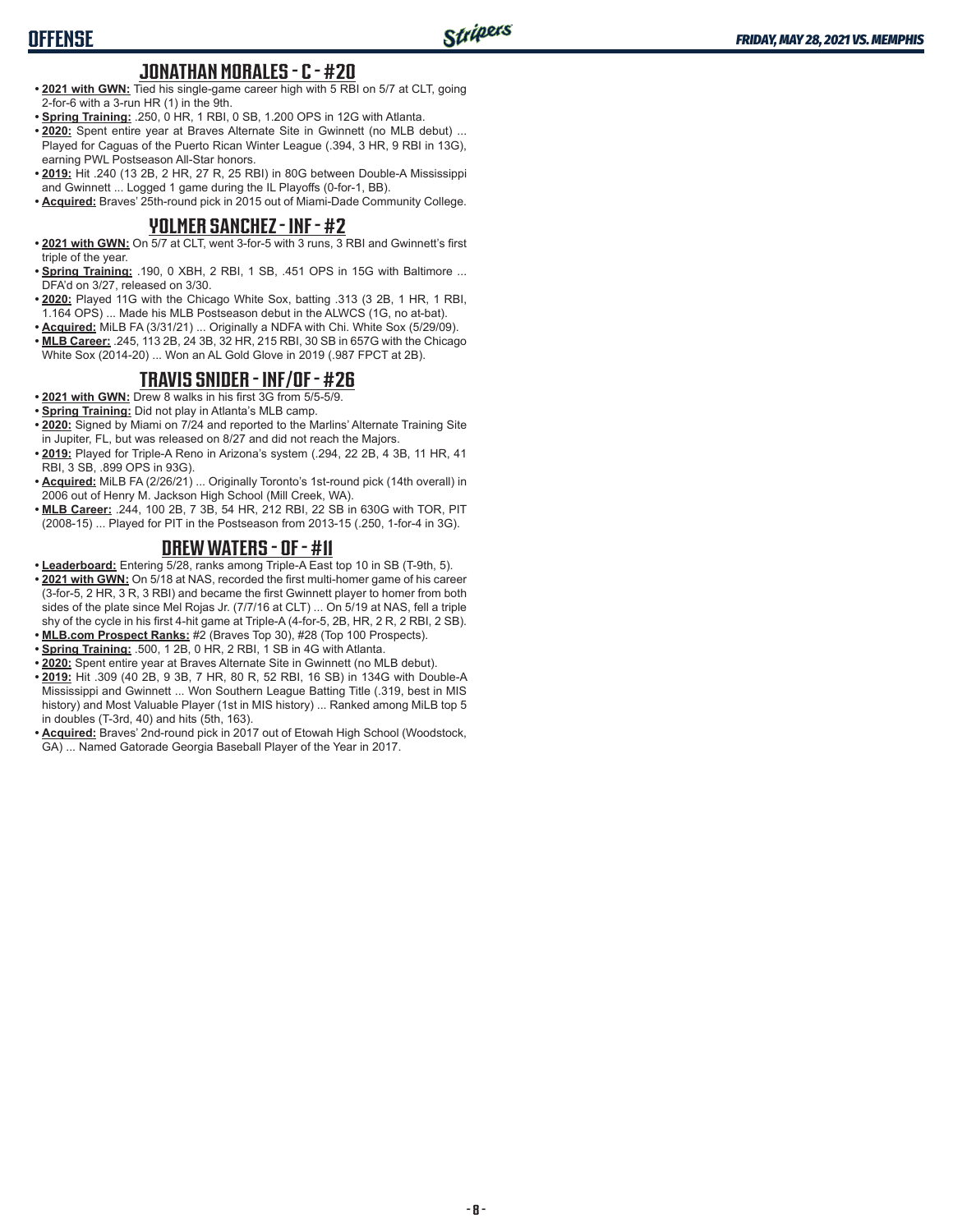## JONATHAN MORALES - C - #20

- **2021 with GWN:** Tied his single-game career high with 5 RBI on 5/7 at CLT, going 2-for-6 with a 3-run HR (1) in the 9th.
- **Spring Training:** .250, 0 HR, 1 RBI, 0 SB, 1.200 OPS in 12G with Atlanta.
- **2020:** Spent entire year at Braves Alternate Site in Gwinnett (no MLB debut) ... Played for Caguas of the Puerto Rican Winter League (.394, 3 HR, 9 RBI in 13G), earning PWL Postseason All-Star honors.
- **2019:** Hit .240 (13 2B, 2 HR, 27 R, 25 RBI) in 80G between Double-A Mississippi and Gwinnett ... Logged 1 game during the IL Playoffs (0-for-1, BB).
- **Acquired:** Braves' 25th-round pick in 2015 out of Miami-Dade Community College.

## YOLMER SANCHEZ - INF - #2

- **2021 with GWN:** On 5/7 at CLT, went 3-for-5 with 3 runs, 3 RBI and Gwinnett's first triple of the year.
- **Spring Training:** .190, 0 XBH, 2 RBI, 1 SB, .451 OPS in 15G with Baltimore ... DFA'd on 3/27, released on 3/30.
- **2020:** Played 11G with the Chicago White Sox, batting .313 (3 2B, 1 HR, 1 RBI, 1.164 OPS) ... Made his MLB Postseason debut in the ALWCS (1G, no at-bat).
- **Acquired:** MiLB FA (3/31/21) ... Originally a NDFA with Chi. White Sox (5/29/09).
- **MLB Career:** .245, 113 2B, 24 3B, 32 HR, 215 RBI, 30 SB in 657G with the Chicago White Sox (2014-20) ... Won an AL Gold Glove in 2019 (.987 FPCT at 2B).

## TRAVIS SNIDER - INF/OF - #26

- **2021 with GWN:** Drew 8 walks in his first 3G from 5/5-5/9.
- **Spring Training:** Did not play in Atlanta's MLB camp.
- **2020:** Signed by Miami on 7/24 and reported to the Marlins' Alternate Training Site in Jupiter, FL, but was released on 8/27 and did not reach the Majors.
- **2019:** Played for Triple-A Reno in Arizona's system (.294, 22 2B, 4 3B, 11 HR, 41 RBI, 3 SB, .899 OPS in 93G).
- **Acquired:** MiLB FA (2/26/21) ... Originally Toronto's 1st-round pick (14th overall) in 2006 out of Henry M. Jackson High School (Mill Creek, WA).
- **MLB Career:** .244, 100 2B, 7 3B, 54 HR, 212 RBI, 22 SB in 630G with TOR, PIT (2008-15) ... Played for PIT in the Postseason from 2013-15 (.250, 1-for-4 in 3G).

## DREW WATERS - OF - #11

- **Leaderboard:** Entering 5/28, ranks among Triple-A East top 10 in SB (T-9th, 5).
- **2021 with GWN:** On 5/18 at NAS, recorded the first multi-homer game of his career (3-for-5, 2 HR, 3 R, 3 RBI) and became the first Gwinnett player to homer from both sides of the plate since Mel Rojas Jr. (7/7/16 at CLT) ... On 5/19 at NAS, fell a triple shy of the cycle in his first 4-hit game at Triple-A (4-for-5, 2B, HR, 2 R, 2 RBI, 2 SB).
- **MLB.com Prospect Ranks:** #2 (Braves Top 30), #28 (Top 100 Prospects).
- **Spring Training:** .500, 1 2B, 0 HR, 2 RBI, 1 SB in 4G with Atlanta.
- **2020:** Spent entire year at Braves Alternate Site in Gwinnett (no MLB debut).
- **2019:** Hit .309 (40 2B, 9 3B, 7 HR, 80 R, 52 RBI, 16 SB) in 134G with Double-A Mississippi and Gwinnett ... Won Southern League Batting Title (.319, best in MIS history) and Most Valuable Player (1st in MIS history) ... Ranked among MiLB top 5 in doubles (T-3rd, 40) and hits (5th, 163).
- **Acquired:** Braves' 2nd-round pick in 2017 out of Etowah High School (Woodstock, GA) ... Named Gatorade Georgia Baseball Player of the Year in 2017.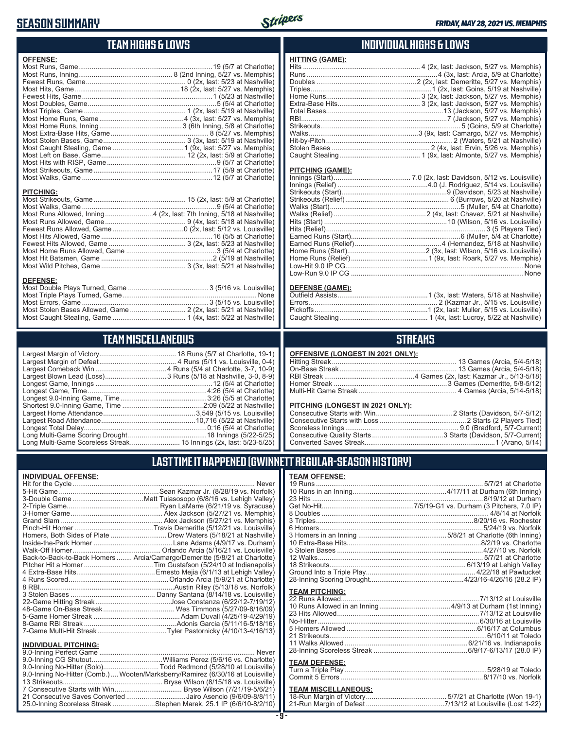# SEASON SUMMARY

*FRIDAY, MAY 28, 2021 VS. MEMPHIS*

## TEAM HIGHS & LOWS

**OFFENSE:**

| | |
|---|---|
| Most Runs, Game | 19 (5/7 at Charlotte) |
| Most Runs, Inning | 8 (2nd Inning, 5/27 vs. Memphis) |
| Fewest Runs, Game | 0 (2x, last: 5/23 at Nashville) |
| Most Hits, Game | 18 (2x, last: 5/27 vs. Memphis) |
| Fewest Hits, Game | 1 (5/23 at Nashville) |
| Most Doubles, Game | 5 (5/4 at Charlotte) |
| Most Triples, Game | 1 (2x, last: 5/19 at Nashville) |
| Most Home Runs, Game | 4 (3x, last: 5/27 vs. Memphis) |
| Most Home Runs, Inning | 3 (6th Inning, 5/8 at Charlotte) |
| Most Extra-Base Hits, Game | 8 (5/27 vs. Memphis) |
| Most Stolen Bases, Game | 3 (3x, last: 5/19 at Nashville) |
| Most Caught Stealing, Game | 1 (9x, last: 5/27 vs. Memphis) |
| Most Left on Base, Game | 12 (2x, last: 5/9 at Charlotte) |
| Most Hits with RISP, Game | 9 (5/7 at Charlotte) |
| Most Strikeouts, Game | 17 (5/9 at Charlotte) |
| Most Walks, Game | 12 (5/7 at Charlotte) |

**PITCHING:**

| | |
|---|---|
| Most Strikeouts, Game | 15 (2x, last: 5/9 at Charlotte) |
| Most Walks, Game | 9 (5/4 at Charlotte) |
| Most Runs Allowed, Inning | 4 (2x, last: 7th Inning, 5/18 at Nashville) |
| Most Runs Allowed, Game | 9 (4x, last: 5/18 at Nashville) |
| Fewest Runs Allowed, Game | 0 (2x, last: 5/12 vs. Louisville) |
| Most Hits Allowed, Game | 16 (5/5 at Charlotte) |
| Fewest Hits Allowed, Game | 3 (2x, last: 5/23 at Nashville) |
| Most Home Runs Allowed, Game | 3 (5/4 at Charlotte) |
| Most Hit Batsmen, Game | 2 (5/19 at Nashville) |
| Most Wild Pitches, Game | 3 (3x, last: 5/21 at Nashville) |

**DEFENSE:**

| | |
|---|---|
| Most Double Plays Turned, Game | 3 (5/16 vs. Louisville) |
| Most Triple Plays Turned, Game | None |
| Most Errors, Game | 3 (5/15 vs. Louisville) |
| Most Stolen Bases Allowed, Game | 2 (2x, last: 5/21 at Nashville) |
| Most Caught Stealing, Game | 1 (4x, last: 5/22 at Nashville) |

## INDIVIDUAL HIGHS & LOWS

**HITTING (GAME):**

| | |
|---|---|
| Hits | 4 (2x, last: Jackson, 5/27 vs. Memphis) |
| Runs | 4 (3x, last: Arcia, 5/9 at Charlotte) |
| Doubles | 2 (2x, last: Demeritte, 5/27 vs. Memphis) |
| Triples | 1 (2x, last: Goins, 5/19 at Nashville) |
| Home Runs | 3 (2x, last: Jackson, 5/27 vs. Memphis) |
| Extra-Base Hits | 3 (2x, last: Jackson, 5/27 vs. Memphis) |
| Total Bases | 13 (Jackson, 5/27 vs. Memphis) |
| RBI | 7 (Jackson, 5/27 vs. Memphis) |
| Strikeouts | 5 (Goins, 5/9 at Charlotte) |
| Walks | 3 (9x, last: Camargo, 5/27 vs. Memphis) |
| Hit-by-Pitch | 2 (Waters, 5/21 at Nashville) |
| Stolen Bases | 2 (4x, last: Ervin, 5/26 vs. Memphis) |
| Caught Stealing | 1 (9x, last: Almonte, 5/27 vs. Memphis) |

**PITCHING (GAME):**

| | |
|---|---|
| Innings (Start) | 7.0 (2x, last: Davidson, 5/12 vs. Louisville) |
| Innings (Relief) | 4.0 (J. Rodriguez, 5/14 vs. Louisville) |
| Strikeouts (Start) | 9 (Davidson, 5/23 at Nashville) |
| Strikeouts (Relief) | 6 (Burrows, 5/20 at Nashville) |
| Walks (Start) | 5 (Muller, 5/4 at Charlotte) |
| Walks (Relief) | 2 (4x, last: Chavez, 5/21 at Nashville) |
| Hits (Start) | 10 (Wilson, 5/16 vs. Louisville) |
| Hits (Relief) | 3 (5 Players Tied) |
| Earned Runs (Start) | 6 (Muller, 5/4 at Charlotte) |
| Earned Runs (Relief) | 4 (Hernandez, 5/18 at Nashville) |
| Home Runs (Start) | 2 (3x, last: Wilson, 5/16 vs. Louisville) |
| Home Runs (Relief) | 1 (9x, last: Roark, 5/27 vs. Memphis) |
| Low-Hit 9.0 IP CG | None |
| Low-Run 9.0 IP CG | None |

**DEFENSE (GAME):**

| | |
|---|---|
| Outfield Assists | 1 (3x, last: Waters, 5/18 at Nashville) |
| Errors | 2 (Kazmar Jr., 5/15 vs. Louisville) |
| Pickoffs | 1 (2x, last: Muller, 5/15 vs. Louisville) |
| Caught Stealing | 1 (4x, last: Lucroy, 5/22 at Nashville) |

## TEAM MISCELLANEOUS

| | |
|---|---|
| Largest Margin of Victory | 18 Runs (5/7 at Charlotte, 19-1) |
| Largest Margin of Defeat | 4 Runs (5/11 vs. Louisville, 0-4) |
| Largest Comeback Win | 4 Runs (5/4 at Charlotte, 3-7, 10-9) |
| Largest Blown Lead (Loss) | 3 Runs (5/18 at Nashville, 3-0, 8-9) |
| Longest Game, Innings | 12 (5/4 at Charlotte) |
| Longest Game, Time | 4:26 (5/4 at Charlotte) |
| Longest 9.0-Inning Game, Time | 3:26 (5/5 at Charlotte) |
| Shortest 9.0-Inning Game, Time | 2:09 (5/22 at Nashville) |
| Largest Home Attendance | 3,549 (5/15 vs. Louisville) |
| Largest Road Attendance | 10,716 (5/22 at Nashville) |
| Longest Total Delay | 0:16 (5/4 at Charlotte) |
| Long Multi-Game Scoring Drought | 18 Innings (5/22-5/25) |
| Long Multi-Game Scoreless Streak | 15 Innings (2x, last: 5/23-5/25) |

## STREAKS

**OFFENSIVE (LONGEST IN 2021 ONLY):**

| | |
|---|---|
| Hitting Streak | 13 Games (Arcia, 5/4-5/18) |
| On-Base Streak | 13 Games (Arcia, 5/4-5/18) |
| RBI Streak | 4 Games (2x, last: Kazmar Jr., 5/13-5/18) |
| Homer Streak | 3 Games (Demeritte, 5/8-5/12) |
| Multi-Hit Game Streak | 4 Games (Arcia, 5/14-5/18) |

**PITCHING (LONGEST IN 2021 ONLY):**

| | |
|---|---|
| Consecutive Starts with Win | 2 Starts (Davidson, 5/7-5/12) |
| Consecutive Starts with Loss | 2 Starts (2 Players Tied) |
| Scoreless Innings | 9.0 (Bradford, 5/7-Current) |
| Consecutive Quality Starts | 3 Starts (Davidson, 5/7-Current) |
| Converted Saves Streak | 1 (Arano, 5/14) |

## LAST TIME IT HAPPENED (GWINNETT REGULAR-SEASON HISTORY)

**INDIVIDUAL OFFENSE:**

| | |
|---|---|
| Hit for the Cycle | Never |
| 5-Hit Game | Sean Kazmar Jr. (8/28/19 vs. Norfolk) |
| 3-Double Game | Matt Tuiasosopo (6/8/16 vs. Lehigh Valley) |
| 2-Triple Game | Ryan LaMarre (6/21/19 vs. Syracuse) |
| 3-Homer Game | Alex Jackson (5/27/21 vs. Memphis) |
| Grand Slam | Alex Jackson (5/27/21 vs. Memphis) |
| Pinch-Hit Homer | Travis Demeritte (5/12/21 vs. Louisville) |
| Homers, Both Sides of Plate | Drew Waters (5/18/21 at Nashville) |
| Inside-the-Park Homer | Lane Adams (4/9/17 vs. Durham) |
| Walk-Off Homer | Orlando Arcia (5/16/21 vs. Louisville) |
| Back-to-Back-to-Back Homers | Arcia/Camargo/Demeritte (5/8/21 at Charlotte) |
| Pitcher Hit a Homer | Tim Gustafson (5/24/10 at Indianapolis) |
| 4 Extra-Base Hits | Ernesto Mejia (6/1/13 at Lehigh Valley) |
| 4 Runs Scored | Orlando Arcia (5/9/21 at Charlotte) |
| 8 RBI | Austin Riley (5/13/18 vs. Norfolk) |
| 3 Stolen Bases | Danny Santana (8/14/18 vs. Louisville) |
| 22-Game Hitting Streak | Jose Constanza (6/22/12-7/19/12) |
| 48-Game On-Base Streak | Wes Timmons (5/27/09-8/16/09) |
| 5-Game Homer Streak | Adam Duvall (4/25/19-4/29/19) |
| 8-Game RBI Streak | Adonis Garcia (5/11/16-5/18/16) |
| 7-Game Multi-Hit Streak | Tyler Pastornicky (4/10/13-4/16/13) |

**INDIVIDUAL PITCHING:**

| | |
|---|---|
| 9.0-Inning Perfect Game | Never |
| 9.0-Inning CG Shutout | Williams Perez (5/6/16 vs. Charlotte) |
| 9.0-Inning No-Hitter (Solo) | Todd Redmond (5/28/10 at Louisville) |
| 9.0-Inning No-Hitter (Comb.) | Wooten/Marksberry/Ramirez (6/30/16 at Louisville) |
| 13 Strikeouts | Bryse Wilson (8/15/18 vs. Louisville) |
| 7 Consecutive Starts with Win | Bryse Wilson (7/21/19-5/6/21) |
| 21 Consecutive Saves Converted | Jairo Asencio (9/6/09-8/8/11) |
| 25.0-Inning Scoreless Streak | Stephen Marek, 25.1 IP (6/6/10-8/2/10) |

**TEAM OFFENSE:**

| | |
|---|---|
| 19 Runs | 5/7/21 at Charlotte |
| 10 Runs in an Inning | 4/17/11 at Durham (6th Inning) |
| 23 Hits | 8/19/12 at Durham |
| Get No-Hit | 7/5/19-G1 vs. Durham (3 Pitchers, 7.0 IP) |
| 8 Doubles | 4/8/14 at Norfolk |
| 3 Triples | 8/20/16 vs. Rochester |
| 6 Homers | 5/24/19 vs. Norfolk |
| 3 Homers in an Inning | 5/8/21 at Charlotte (6th Inning) |
| 10 Extra-Base Hits | 8/2/19 vs. Charlotte |
| 5 Stolen Bases | 4/27/10 vs. Norfolk |
| 12 Walks | 5/7/21 at Charlotte |
| 18 Strikeouts | 6/13/19 at Lehigh Valley |
| Ground Into a Triple Play | 4/22/18 at Pawtucket |
| 28-Inning Scoring Drought | 4/23/16-4/26/16 (28.2 IP) |

**TEAM PITCHING:**

| | |
|---|---|
| 22 Runs Allowed | 7/13/12 at Louisville |
| 10 Runs Allowed in an Inning | 4/9/13 at Durham (1st Inning) |
| 23 Hits Allowed | 7/13/12 at Louisville |
| No-Hitter | 6/30/16 at Louisville |
| 5 Homers Allowed | 6/16/17 at Columbus |
| 21 Strikeouts | 6/10/11 at Toledo |
| 11 Walks Allowed | 6/21/16 vs. Indianapolis |
| 28-Inning Scoreless Streak | 6/9/17-6/13/17 (28.0 IP) |

**TEAM DEFENSE:**

| | |
|---|---|
| Turn a Triple Play | 5/28/19 at Toledo |
| Commit 5 Errors | 8/17/10 vs. Norfolk |

**TEAM MISCELLANEOUS:**

| | |
|---|---|
| 18-Run Margin of Victory | 5/7/21 at Charlotte (Won 19-1) |
| 21-Run Margin of Defeat | 7/13/12 at Louisville (Lost 1-22) |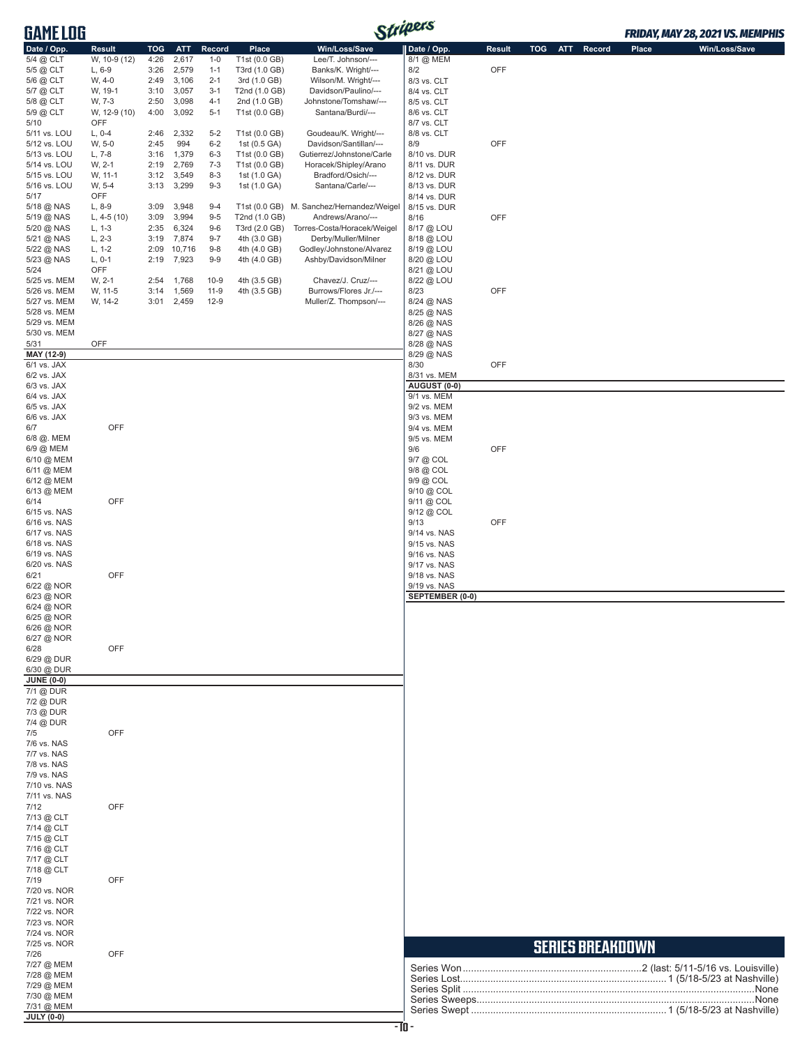# GAME LOG

*FRIDAY, MAY 28, 2021 VS. MEMPHIS*

| Date / Opp. | Result | TOG | ATT | Record | Place | Win/Loss/Save |
|---|---|---|---|---|---|---|
| 5/4 @ CLT | W, 10-9 (12) | 4:26 | 2,617 | 1-0 | T1st (0.0 GB) | Lee/T. Johnson/--- |
| 5/5 @ CLT | L, 6-9 | 3:26 | 2,579 | 1-1 | T3rd (1.0 GB) | Banks/K. Wright/--- |
| 5/6 @ CLT | W, 4-0 | 2:49 | 3,106 | 2-1 | 3rd (1.0 GB) | Wilson/M. Wright/--- |
| 5/7 @ CLT | W, 19-1 | 3:10 | 3,057 | 3-1 | T2nd (1.0 GB) | Davidson/Paulino/--- |
| 5/8 @ CLT | W, 7-3 | 2:50 | 3,098 | 4-1 | 2nd (1.0 GB) | Johnstone/Tomshaw/--- |
| 5/9 @ CLT | W, 12-9 (10) | 4:00 | 3,092 | 5-1 | T1st (0.0 GB) | Santana/Burdi/--- |
| 5/10 | OFF | | | | | |
| 5/11 vs. LOU | L, 0-4 | 2:46 | 2,332 | 5-2 | T1st (0.0 GB) | Goudeau/K. Wright/--- |
| 5/12 vs. LOU | W, 5-0 | 2:45 | 994 | 6-2 | 1st (0.5 GA) | Davidson/Santillan/--- |
| 5/13 vs. LOU | L, 7-8 | 3:16 | 1,379 | 6-3 | T1st (0.0 GB) | Gutierrez/Johnstone/Carle |
| 5/14 vs. LOU | W, 2-1 | 2:19 | 2,769 | 7-3 | T1st (0.0 GB) | Horacek/Shipley/Arano |
| 5/15 vs. LOU | W, 11-1 | 3:12 | 3,549 | 8-3 | 1st (1.0 GA) | Bradford/Osich/--- |
| 5/16 vs. LOU | W, 5-4 | 3:13 | 3,299 | 9-3 | 1st (1.0 GA) | Santana/Carle/--- |
| 5/17 | OFF | | | | | |
| 5/18 @ NAS | L, 8-9 | 3:09 | 3,948 | 9-4 | T1st (0.0 GB) | M. Sanchez/Hernandez/Weigel |
| 5/19 @ NAS | L, 4-5 (10) | 3:09 | 3,994 | 9-5 | T2nd (1.0 GB) | Andrews/Arano/--- |
| 5/20 @ NAS | L, 1-3 | 2:35 | 6,324 | 9-6 | T3rd (2.0 GB) | Torres-Costa/Horacek/Weigel |
| 5/21 @ NAS | L, 2-3 | 3:19 | 7,874 | 9-7 | 4th (3.0 GB) | Derby/Muller/Milner |
| 5/22 @ NAS | L, 1-2 | 2:09 | 10,716 | 9-8 | 4th (4.0 GB) | Godley/Johnstone/Alvarez |
| 5/23 @ NAS | L, 0-1 | 2:19 | 7,923 | 9-9 | 4th (4.0 GB) | Ashby/Davidson/Milner |
| 5/24 | OFF | | | | | |
| 5/25 vs. MEM | W, 2-1 | 2:54 | 1,768 | 10-9 | 4th (3.5 GB) | Chavez/J. Cruz/--- |
| 5/26 vs. MEM | W, 11-5 | 3:14 | 1,569 | 11-9 | 4th (3.5 GB) | Burrows/Flores Jr./--- |
| 5/27 vs. MEM | W, 14-2 | 3:01 | 2,459 | 12-9 | | Muller/Z. Thompson/--- |
| 5/28 vs. MEM | | | | | | |
| 5/29 vs. MEM | | | | | | |
| 5/30 vs. MEM | | | | | | |
| 5/31 | OFF | | | | | |
| **MAY (12-9)** | | | | | | |
| 6/1 vs. JAX | | | | | | |
| 6/2 vs. JAX | | | | | | |
| 6/3 vs. JAX | | | | | | |
| 6/4 vs. JAX | | | | | | |
| 6/5 vs. JAX | | | | | | |
| 6/6 vs. JAX | | | | | | |
| 6/7 | OFF | | | | | |
| 6/8 @. MEM | | | | | | |
| 6/9 @ MEM | | | | | | |
| 6/10 @ MEM | | | | | | |
| 6/11 @ MEM | | | | | | |
| 6/12 @ MEM | | | | | | |
| 6/13 @ MEM | | | | | | |
| 6/14 | OFF | | | | | |
| 6/15 vs. NAS | | | | | | |
| 6/16 vs. NAS | | | | | | |
| 6/17 vs. NAS | | | | | | |
| 6/18 vs. NAS | | | | | | |
| 6/19 vs. NAS | | | | | | |
| 6/20 vs. NAS | | | | | | |
| 6/21 | OFF | | | | | |
| 6/22 @ NOR | | | | | | |
| 6/23 @ NOR | | | | | | |
| 6/24 @ NOR | | | | | | |
| 6/25 @ NOR | | | | | | |
| 6/26 @ NOR | | | | | | |
| 6/27 @ NOR | | | | | | |
| 6/28 | OFF | | | | | |
| 6/29 @ DUR | | | | | | |
| 6/30 @ DUR | | | | | | |
| **JUNE (0-0)** | | | | | | |
| 7/1 @ DUR | | | | | | |
| 7/2 @ DUR | | | | | | |
| 7/3 @ DUR | | | | | | |
| 7/4 @ DUR | | | | | | |
| 7/5 | OFF | | | | | |
| 7/6 vs. NAS | | | | | | |
| 7/7 vs. NAS | | | | | | |
| 7/8 vs. NAS | | | | | | |
| 7/9 vs. NAS | | | | | | |
| 7/10 vs. NAS | | | | | | |
| 7/11 vs. NAS | | | | | | |
| 7/12 | OFF | | | | | |
| 7/13 @ CLT | | | | | | |
| 7/14 @ CLT | | | | | | |
| 7/15 @ CLT | | | | | | |
| 7/16 @ CLT | | | | | | |
| 7/17 @ CLT | | | | | | |
| 7/18 @ CLT | | | | | | |
| 7/19 | OFF | | | | | |
| 7/20 vs. NOR | | | | | | |
| 7/21 vs. NOR | | | | | | |
| 7/22 vs. NOR | | | | | | |
| 7/23 vs. NOR | | | | | | |
| 7/24 vs. NOR | | | | | | |
| 7/25 vs. NOR | | | | | | |
| 7/26 | OFF | | | | | |
| 7/27 @ MEM | | | | | | |
| 7/28 @ MEM | | | | | | |
| 7/29 @ MEM | | | | | | |
| 7/30 @ MEM | | | | | | |
| 7/31 @ MEM | | | | | | |
| **JULY (0-0)** | | | | | | |

| Date / Opp. | Result | TOG | ATT | Record | Place | Win/Loss/Save |
|---|---|---|---|---|---|---|
| 8/1 @ MEM | | | | | | |
| 8/2 | OFF | | | | | |
| 8/3 vs. CLT | | | | | | |
| 8/4 vs. CLT | | | | | | |
| 8/5 vs. CLT | | | | | | |
| 8/6 vs. CLT | | | | | | |
| 8/7 vs. CLT | | | | | | |
| 8/8 vs. CLT | | | | | | |
| 8/9 | OFF | | | | | |
| 8/10 vs. DUR | | | | | | |
| 8/11 vs. DUR | | | | | | |
| 8/12 vs. DUR | | | | | | |
| 8/13 vs. DUR | | | | | | |
| 8/14 vs. DUR | | | | | | |
| 8/15 vs. DUR | | | | | | |
| 8/16 | OFF | | | | | |
| 8/17 @ LOU | | | | | | |
| 8/18 @ LOU | | | | | | |
| 8/19 @ LOU | | | | | | |
| 8/20 @ LOU | | | | | | |
| 8/21 @ LOU | | | | | | |
| 8/22 @ LOU | | | | | | |
| 8/23 | OFF | | | | | |
| 8/24 @ NAS | | | | | | |
| 8/25 @ NAS | | | | | | |
| 8/26 @ NAS | | | | | | |
| 8/27 @ NAS | | | | | | |
| 8/28 @ NAS | | | | | | |
| 8/29 @ NAS | | | | | | |
| 8/30 | OFF | | | | | |
| 8/31 vs. MEM | | | | | | |
| **AUGUST (0-0)** | | | | | | |
| 9/1 vs. MEM | | | | | | |
| 9/2 vs. MEM | | | | | | |
| 9/3 vs. MEM | | | | | | |
| 9/4 vs. MEM | | | | | | |
| 9/5 vs. MEM | | | | | | |
| 9/6 | OFF | | | | | |
| 9/7 @ COL | | | | | | |
| 9/8 @ COL | | | | | | |
| 9/9 @ COL | | | | | | |
| 9/10 @ COL | | | | | | |
| 9/11 @ COL | | | | | | |
| 9/12 @ COL | | | | | | |
| 9/13 | OFF | | | | | |
| 9/14 vs. NAS | | | | | | |
| 9/15 vs. NAS | | | | | | |
| 9/16 vs. NAS | | | | | | |
| 9/17 vs. NAS | | | | | | |
| 9/18 vs. NAS | | | | | | |
| 9/19 vs. NAS | | | | | | |
| **SEPTEMBER (0-0)** | | | | | | |

## SERIES BREAKDOWN

Series Won....................2 (last: 5/11-5/16 vs. Louisville)
Series Lost....................1 (5/18-5/23 at Nashville)
Series Split....................None
Series Sweeps....................None
Series Swept....................1 (5/18-5/23 at Nashville)